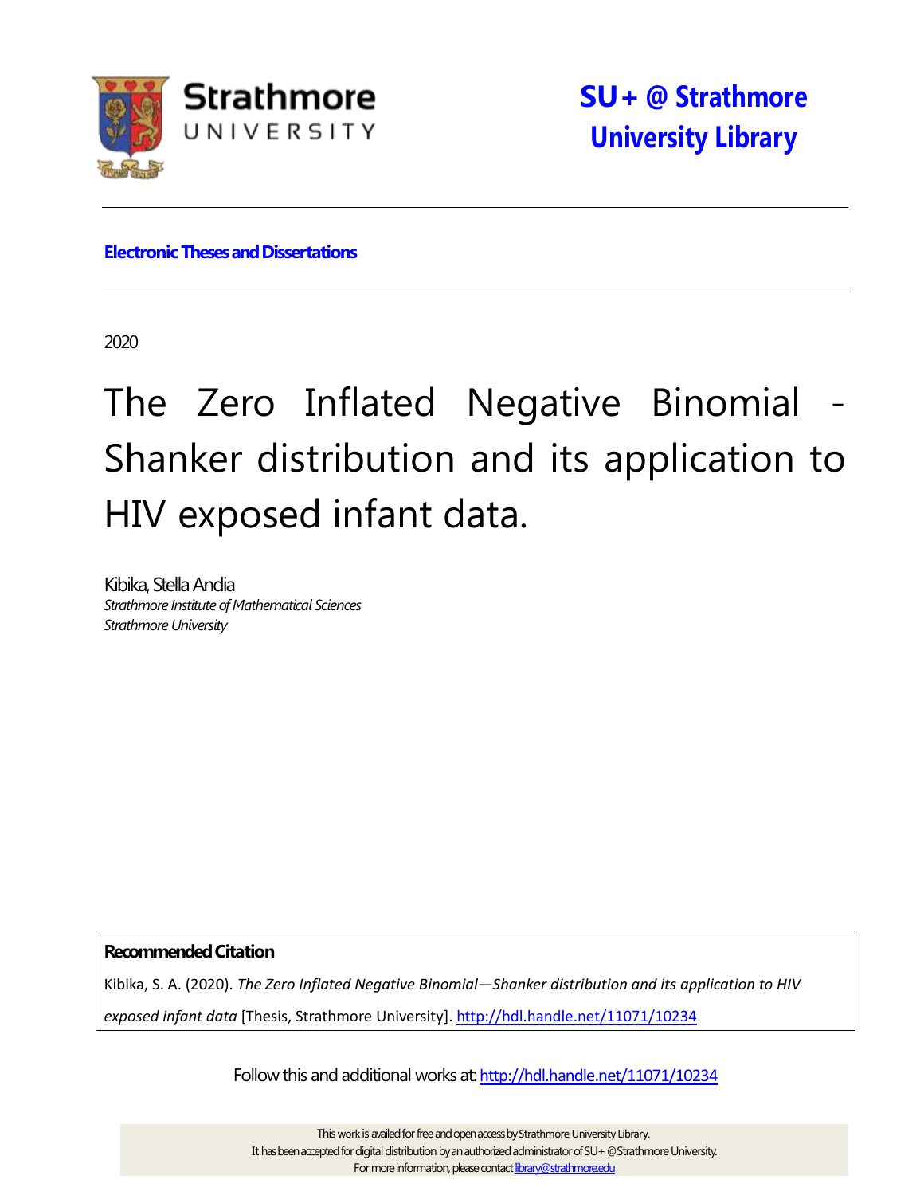Strathmore UNIVERSITY

**SU+ @ Strathmore University Library**

---

**Electronic Theses and Dissertations**

---

2020

# The Zero Inflated Negative Binomial - Shanker distribution and its application to HIV exposed infant data.

Kibika, Stella Andia
*Strathmore Institute of Mathematical Sciences*
*Strathmore University*

**Recommended Citation**

Kibika, S. A. (2020). *The Zero Inflated Negative Binomial—Shanker distribution and its application to HIV exposed infant data* [Thesis, Strathmore University]. http://hdl.handle.net/11071/10234

Follow this and additional works at: http://hdl.handle.net/11071/10234

This work is availed for free and open access by Strathmore University Library.
It has been accepted for digital distribution by an authorized administrator of SU+ @Strathmore University.
For more information, please contact library@strathmore.edu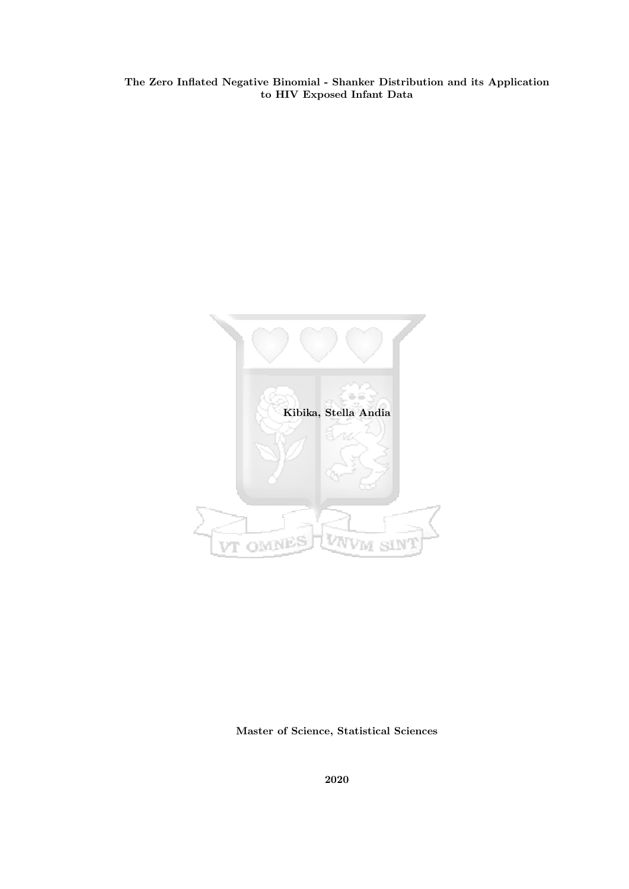**The Zero Inflated Negative Binomial - Shanker Distribution and its Application to HIV Exposed Infant Data**

**Kibika, Stella Andia**

**Master of Science, Statistical Sciences**

**2020**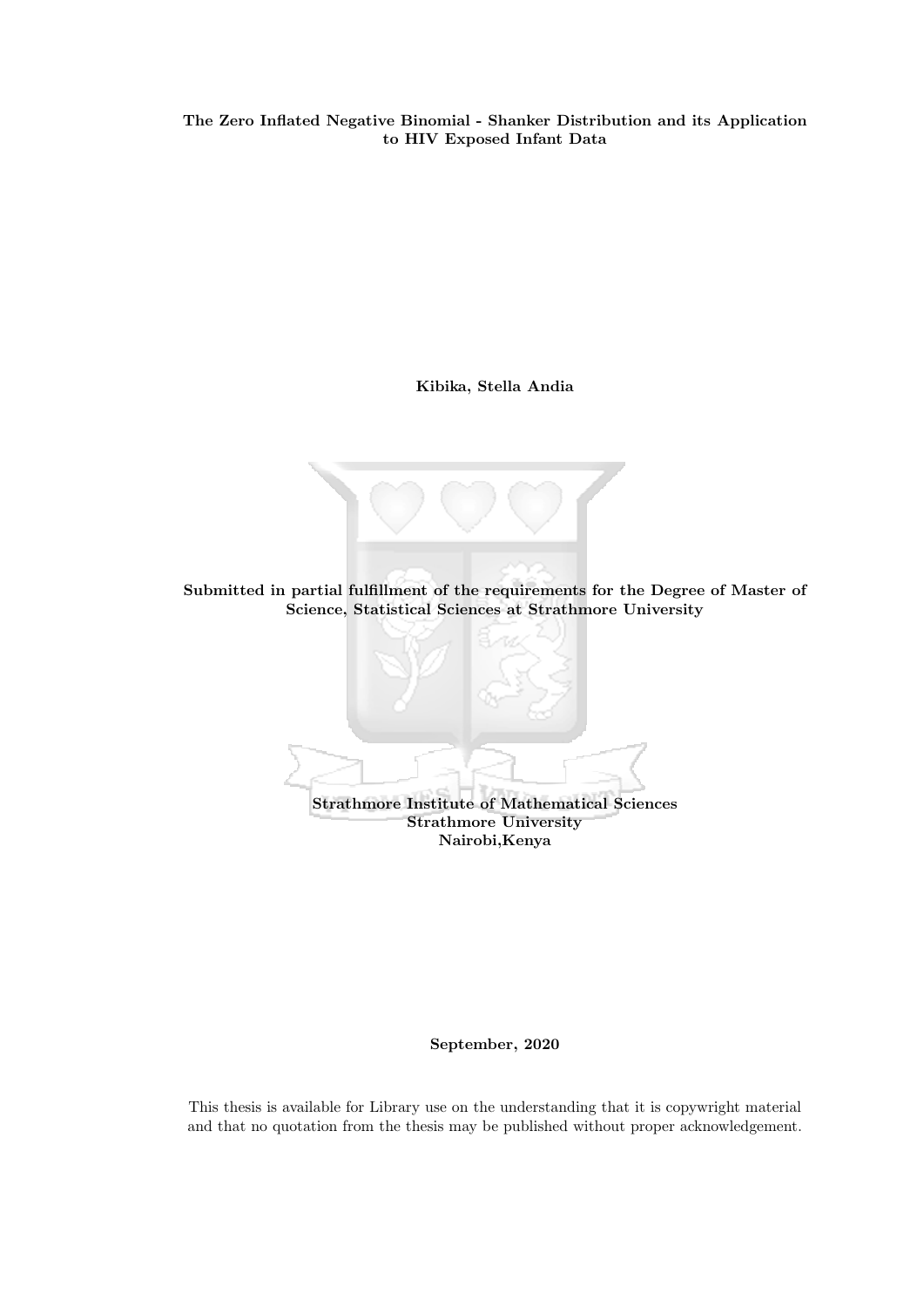**The Zero Inflated Negative Binomial - Shanker Distribution and its Application to HIV Exposed Infant Data**

**Kibika, Stella Andia**

**Submitted in partial fulfillment of the requirements for the Degree of Master of Science, Statistical Sciences at Strathmore University**

**Strathmore Institute of Mathematical Sciences**
**Strathmore University**
**Nairobi,Kenya**

**September, 2020**

This thesis is available for Library use on the understanding that it is copywright material and that no quotation from the thesis may be published without proper acknowledgement.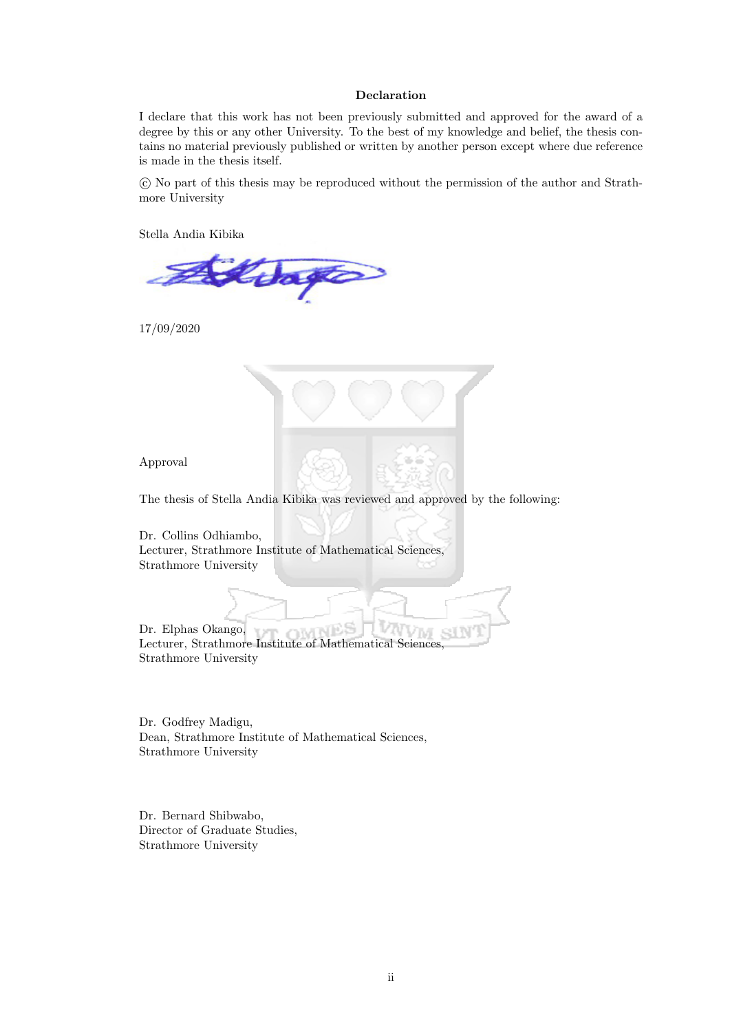## Declaration

I declare that this work has not been previously submitted and approved for the award of a degree by this or any other University. To the best of my knowledge and belief, the thesis contains no material previously published or written by another person except where due reference is made in the thesis itself.

© No part of this thesis may be reproduced without the permission of the author and Strathmore University

Stella Andia Kibika

17/09/2020

Approval

The thesis of Stella Andia Kibika was reviewed and approved by the following:

Dr. Collins Odhiambo,
Lecturer, Strathmore Institute of Mathematical Sciences,
Strathmore University

Dr. Elphas Okango,
Lecturer, Strathmore Institute of Mathematical Sciences,
Strathmore University

Dr. Godfrey Madigu,
Dean, Strathmore Institute of Mathematical Sciences,
Strathmore University

Dr. Bernard Shibwabo,
Director of Graduate Studies,
Strathmore University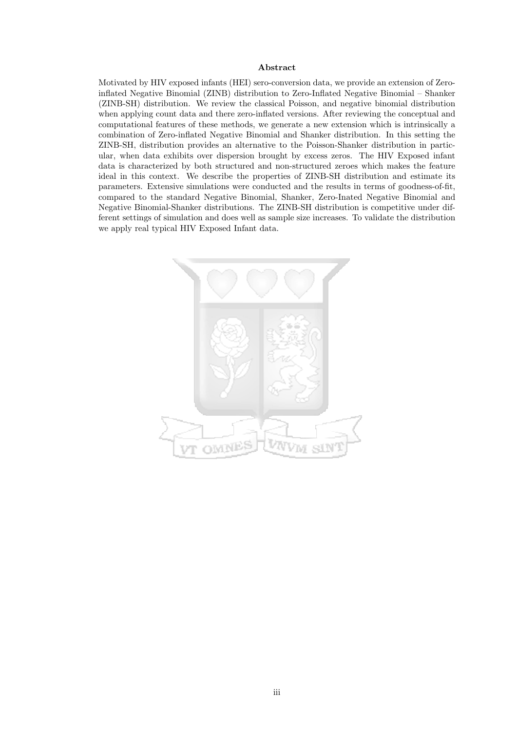**Abstract**

Motivated by HIV exposed infants (HEI) sero-conversion data, we provide an extension of Zero-inflated Negative Binomial (ZINB) distribution to Zero-Inflated Negative Binomial – Shanker (ZINB-SH) distribution. We review the classical Poisson, and negative binomial distribution when applying count data and there zero-inflated versions. After reviewing the conceptual and computational features of these methods, we generate a new extension which is intrinsically a combination of Zero-inflated Negative Binomial and Shanker distribution. In this setting the ZINB-SH, distribution provides an alternative to the Poisson-Shanker distribution in particular, when data exhibits over dispersion brought by excess zeros. The HIV Exposed infant data is characterized by both structured and non-structured zeroes which makes the feature ideal in this context. We describe the properties of ZINB-SH distribution and estimate its parameters. Extensive simulations were conducted and the results in terms of goodness-of-fit, compared to the standard Negative Binomial, Shanker, Zero-Inated Negative Binomial and Negative Binomial-Shanker distributions. The ZINB-SH distribution is competitive under different settings of simulation and does well as sample size increases. To validate the distribution we apply real typical HIV Exposed Infant data.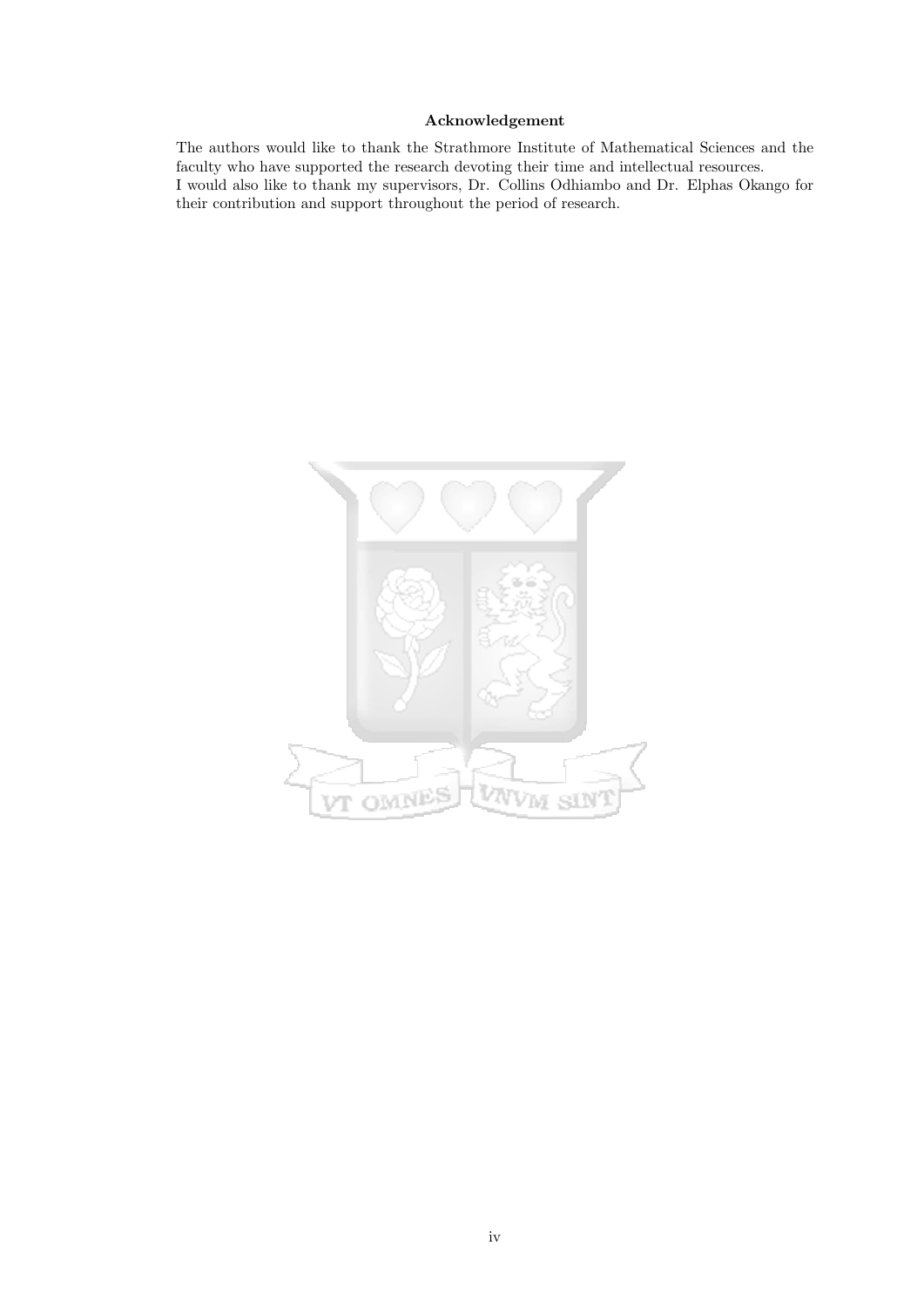**Acknowledgement**

The authors would like to thank the Strathmore Institute of Mathematical Sciences and the faculty who have supported the research devoting their time and intellectual resources.
I would also like to thank my supervisors, Dr. Collins Odhiambo and Dr. Elphas Okango for their contribution and support throughout the period of research.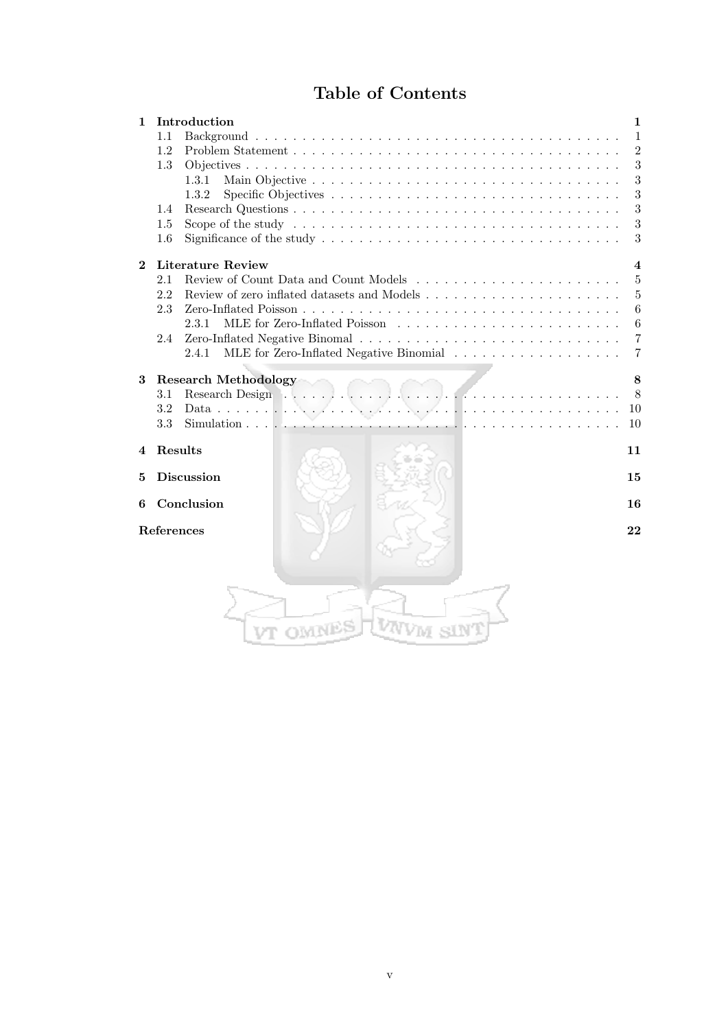# Table of Contents

- **1 Introduction** — **1**
  - 1.1 Background — 1
  - 1.2 Problem Statement — 2
  - 1.3 Objectives — 3
    - 1.3.1 Main Objective — 3
    - 1.3.2 Specific Objectives — 3
  - 1.4 Research Questions — 3
  - 1.5 Scope of the study — 3
  - 1.6 Significance of the study — 3
- **2 Literature Review** — **4**
  - 2.1 Review of Count Data and Count Models — 5
  - 2.2 Review of zero inflated datasets and Models — 5
  - 2.3 Zero-Inflated Poisson — 6
    - 2.3.1 MLE for Zero-Inflated Poisson — 6
  - 2.4 Zero-Inflated Negative Binomal — 7
    - 2.4.1 MLE for Zero-Inflated Negative Binomial — 7
- **3 Research Methodology** — **8**
  - 3.1 Research Design — 8
  - 3.2 Data — 10
  - 3.3 Simulation — 10
- **4 Results** — **11**
- **5 Discussion** — **15**
- **6 Conclusion** — **16**
- **References** — **22**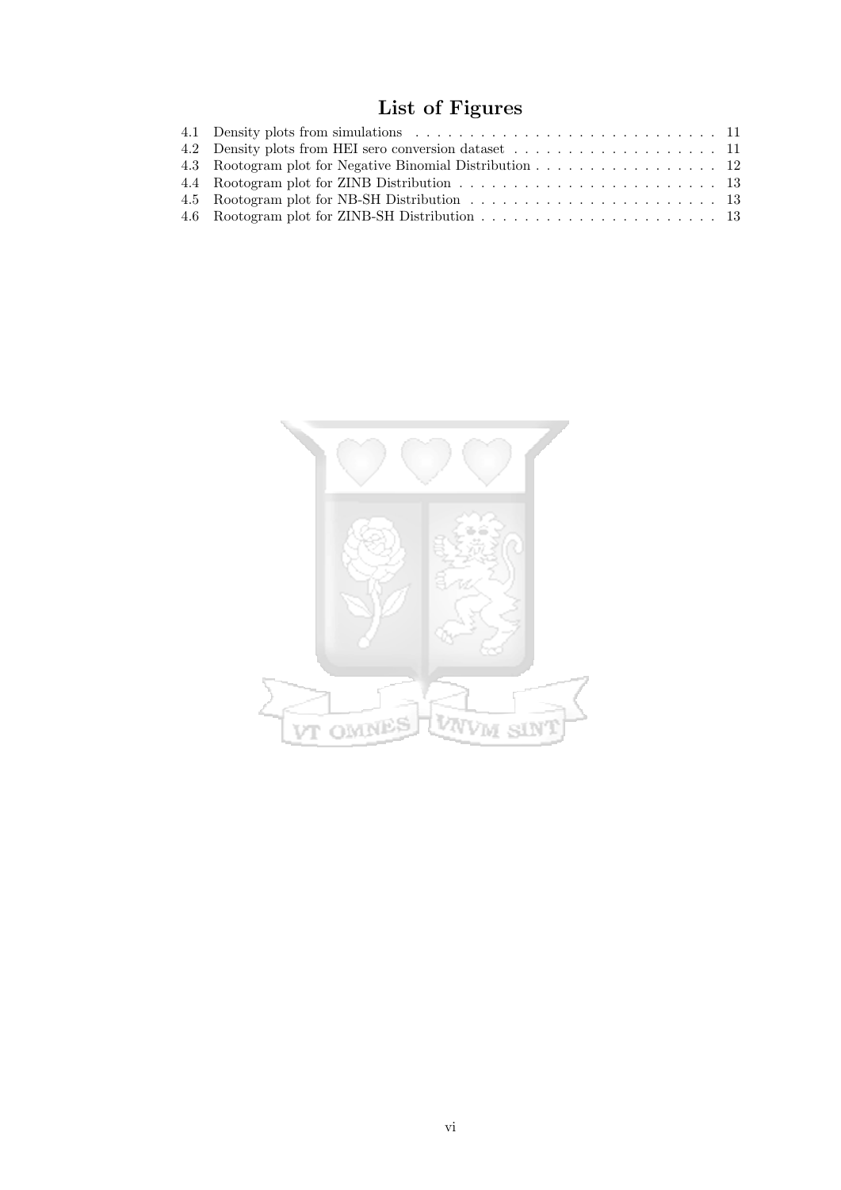# List of Figures

4.1 Density plots from simulations . . . . . . . . . . . . . . . . . . . . . . . . . . . . . 11
4.2 Density plots from HEI sero conversion dataset . . . . . . . . . . . . . . . . . . . . 11
4.3 Rootogram plot for Negative Binomial Distribution . . . . . . . . . . . . . . . . . . 12
4.4 Rootogram plot for ZINB Distribution . . . . . . . . . . . . . . . . . . . . . . . . . 13
4.5 Rootogram plot for NB-SH Distribution . . . . . . . . . . . . . . . . . . . . . . . . 13
4.6 Rootogram plot for ZINB-SH Distribution . . . . . . . . . . . . . . . . . . . . . . . 13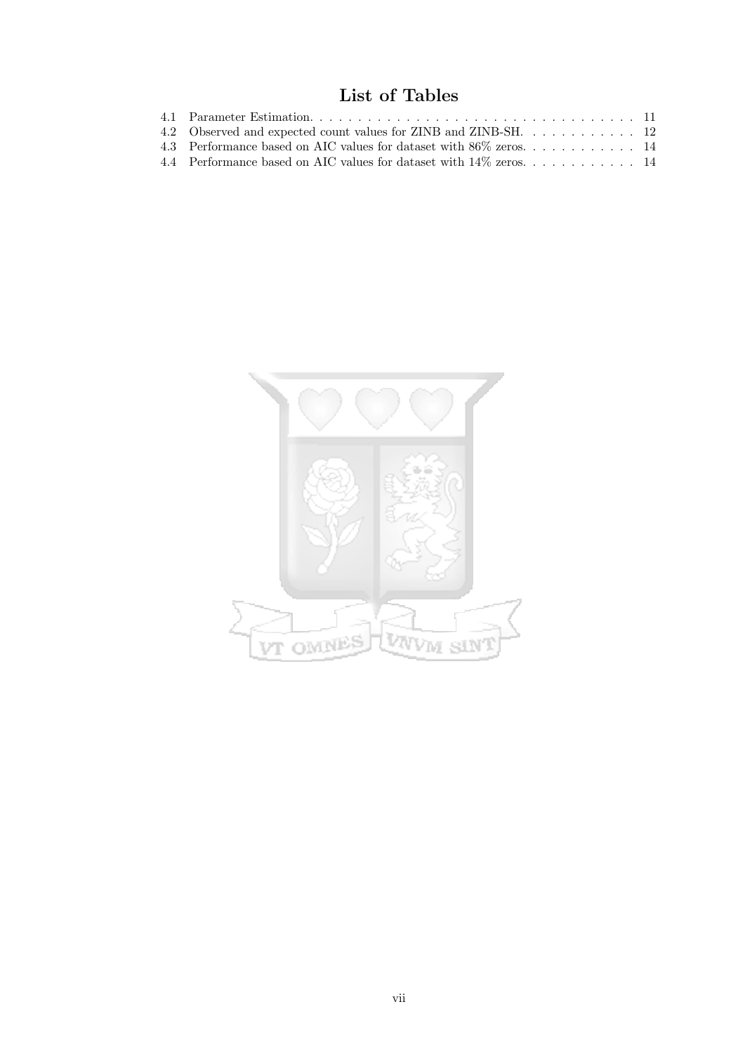# List of Tables

4.1 Parameter Estimation. . . . . . . . . . . . . . . . . . . . . . . . . . . . . . . . . . . . 11
4.2 Observed and expected count values for ZINB and ZINB-SH. . . . . . . . . . . . 12
4.3 Performance based on AIC values for dataset with 86% zeros. . . . . . . . . . . . 14
4.4 Performance based on AIC values for dataset with 14% zeros. . . . . . . . . . . . 14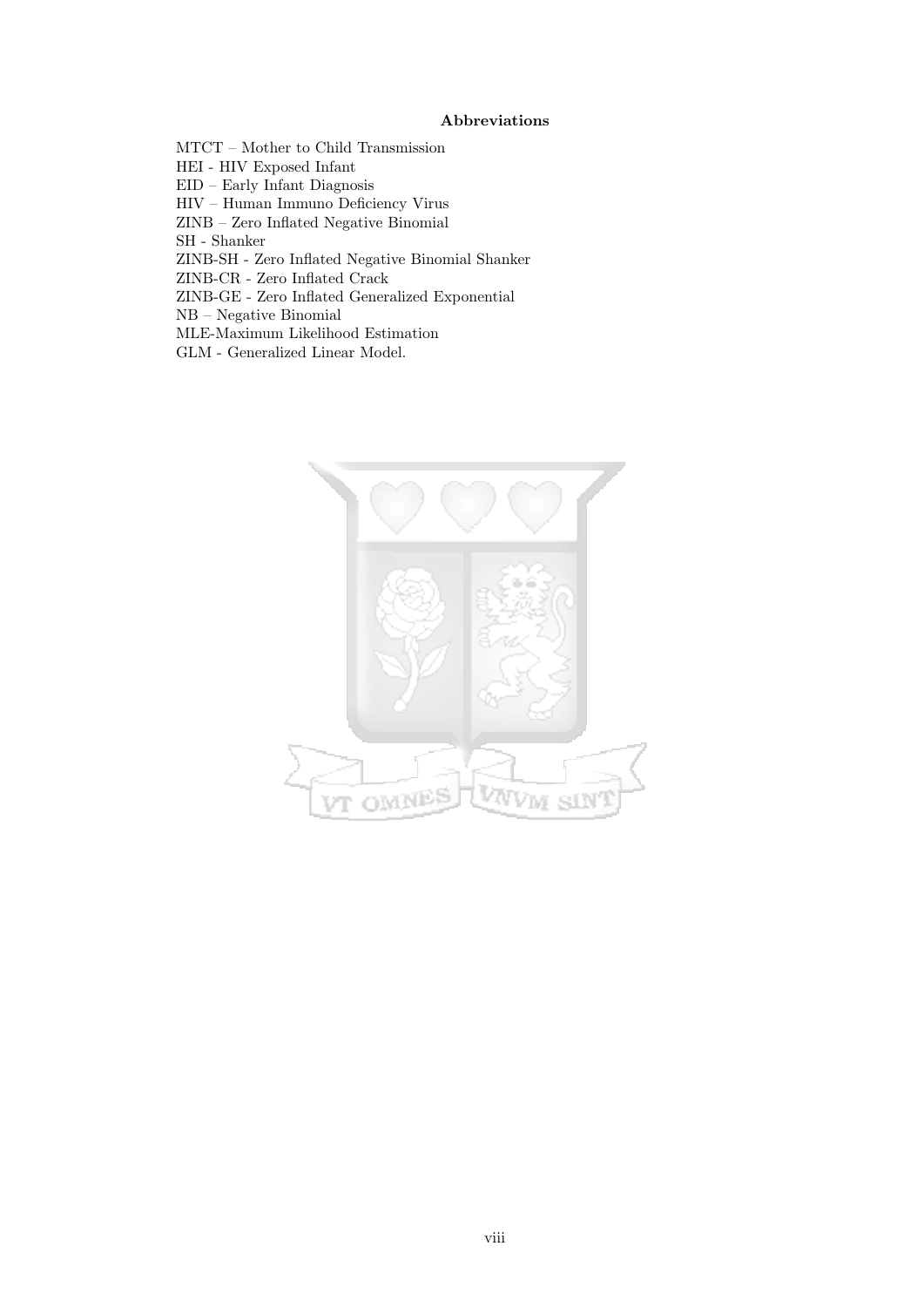## Abbreviations

MTCT – Mother to Child Transmission
HEI - HIV Exposed Infant
EID – Early Infant Diagnosis
HIV – Human Immuno Deficiency Virus
ZINB – Zero Inflated Negative Binomial
SH - Shanker
ZINB-SH - Zero Inflated Negative Binomial Shanker
ZINB-CR - Zero Inflated Crack
ZINB-GE - Zero Inflated Generalized Exponential
NB – Negative Binomial
MLE-Maximum Likelihood Estimation
GLM - Generalized Linear Model.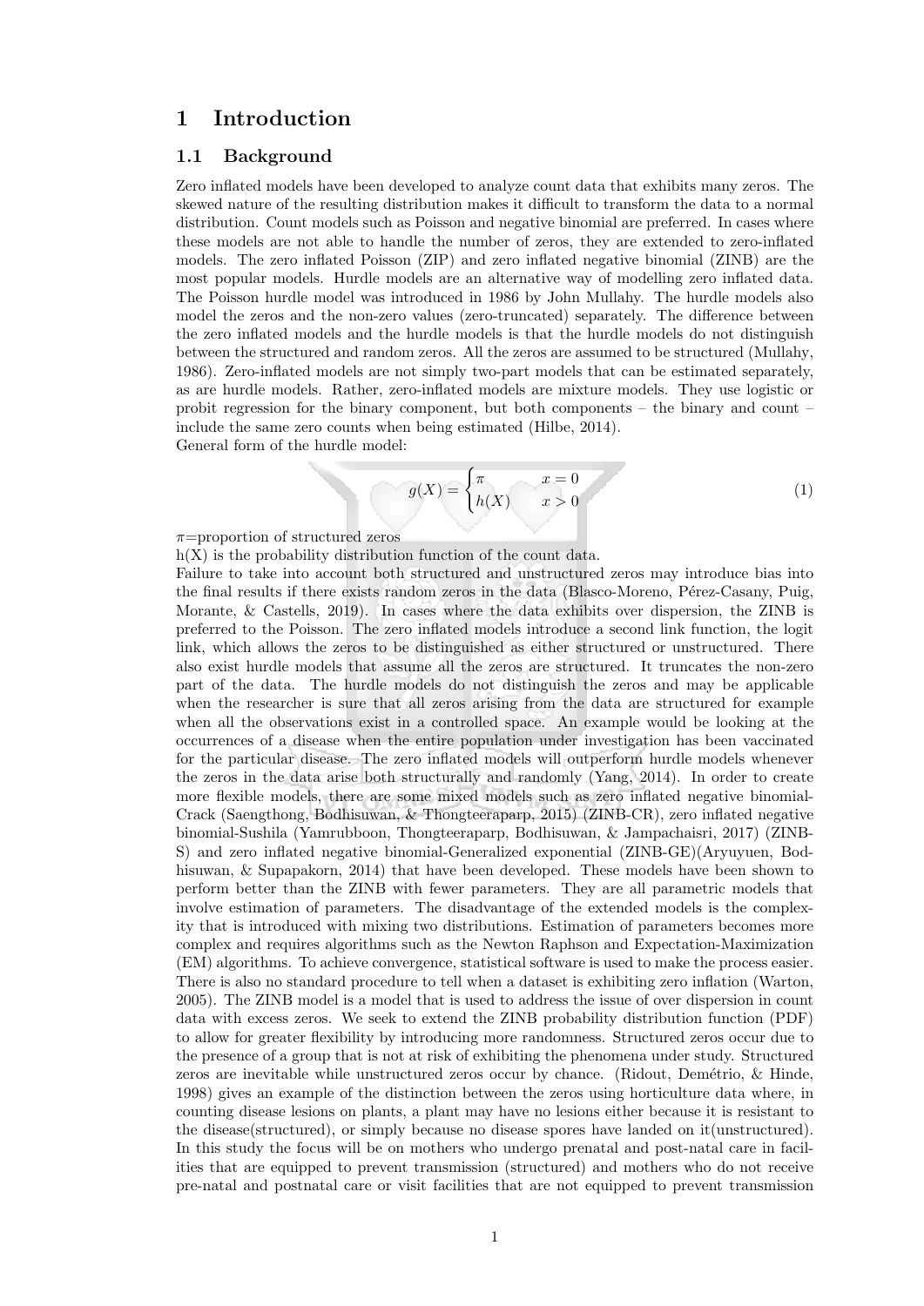# 1 Introduction

## 1.1 Background

Zero inflated models have been developed to analyze count data that exhibits many zeros. The skewed nature of the resulting distribution makes it difficult to transform the data to a normal distribution. Count models such as Poisson and negative binomial are preferred. In cases where these models are not able to handle the number of zeros, they are extended to zero-inflated models. The zero inflated Poisson (ZIP) and zero inflated negative binomial (ZINB) are the most popular models. Hurdle models are an alternative way of modelling zero inflated data. The Poisson hurdle model was introduced in 1986 by John Mullahy. The hurdle models also model the zeros and the non-zero values (zero-truncated) separately. The difference between the zero inflated models and the hurdle models is that the hurdle models do not distinguish between the structured and random zeros. All the zeros are assumed to be structured (Mullahy, 1986). Zero-inflated models are not simply two-part models that can be estimated separately, as are hurdle models. Rather, zero-inflated models are mixture models. They use logistic or probit regression for the binary component, but both components – the binary and count – include the same zero counts when being estimated (Hilbe, 2014).
General form of the hurdle model:

$$g(X) = \begin{cases} \pi & x = 0 \\ h(X) & x > 0 \end{cases} \tag{1}$$

$\pi$=proportion of structured zeros
h(X) is the probability distribution function of the count data.
Failure to take into account both structured and unstructured zeros may introduce bias into the final results if there exists random zeros in the data (Blasco-Moreno, Pérez-Casany, Puig, Morante, & Castells, 2019). In cases where the data exhibits over dispersion, the ZINB is preferred to the Poisson. The zero inflated models introduce a second link function, the logit link, which allows the zeros to be distinguished as either structured or unstructured. There also exist hurdle models that assume all the zeros are structured. It truncates the non-zero part of the data. The hurdle models do not distinguish the zeros and may be applicable when the researcher is sure that all zeros arising from the data are structured for example when all the observations exist in a controlled space. An example would be looking at the occurrences of a disease when the entire population under investigation has been vaccinated for the particular disease. The zero inflated models will outperform hurdle models whenever the zeros in the data arise both structurally and randomly (Yang, 2014). In order to create more flexible models, there are some mixed models such as zero inflated negative binomial-Crack (Saengthong, Bodhisuwan, & Thongteeraparp, 2015) (ZINB-CR), zero inflated negative binomial-Sushila (Yamrubboon, Thongteeraparp, Bodhisuwan, & Jampachaisri, 2017) (ZINB-S) and zero inflated negative binomial-Generalized exponential (ZINB-GE)(Aryuyuen, Bodhisuwan, & Supapakorn, 2014) that have been developed. These models have been shown to perform better than the ZINB with fewer parameters. They are all parametric models that involve estimation of parameters. The disadvantage of the extended models is the complexity that is introduced with mixing two distributions. Estimation of parameters becomes more complex and requires algorithms such as the Newton Raphson and Expectation-Maximization (EM) algorithms. To achieve convergence, statistical software is used to make the process easier. There is also no standard procedure to tell when a dataset is exhibiting zero inflation (Warton, 2005). The ZINB model is a model that is used to address the issue of over dispersion in count data with excess zeros. We seek to extend the ZINB probability distribution function (PDF) to allow for greater flexibility by introducing more randomness. Structured zeros occur due to the presence of a group that is not at risk of exhibiting the phenomena under study. Structured zeros are inevitable while unstructured zeros occur by chance. (Ridout, Demétrio, & Hinde, 1998) gives an example of the distinction between the zeros using horticulture data where, in counting disease lesions on plants, a plant may have no lesions either because it is resistant to the disease(structured), or simply because no disease spores have landed on it(unstructured). In this study the focus will be on mothers who undergo prenatal and post-natal care in facilities that are equipped to prevent transmission (structured) and mothers who do not receive pre-natal and postnatal care or visit facilities that are not equipped to prevent transmission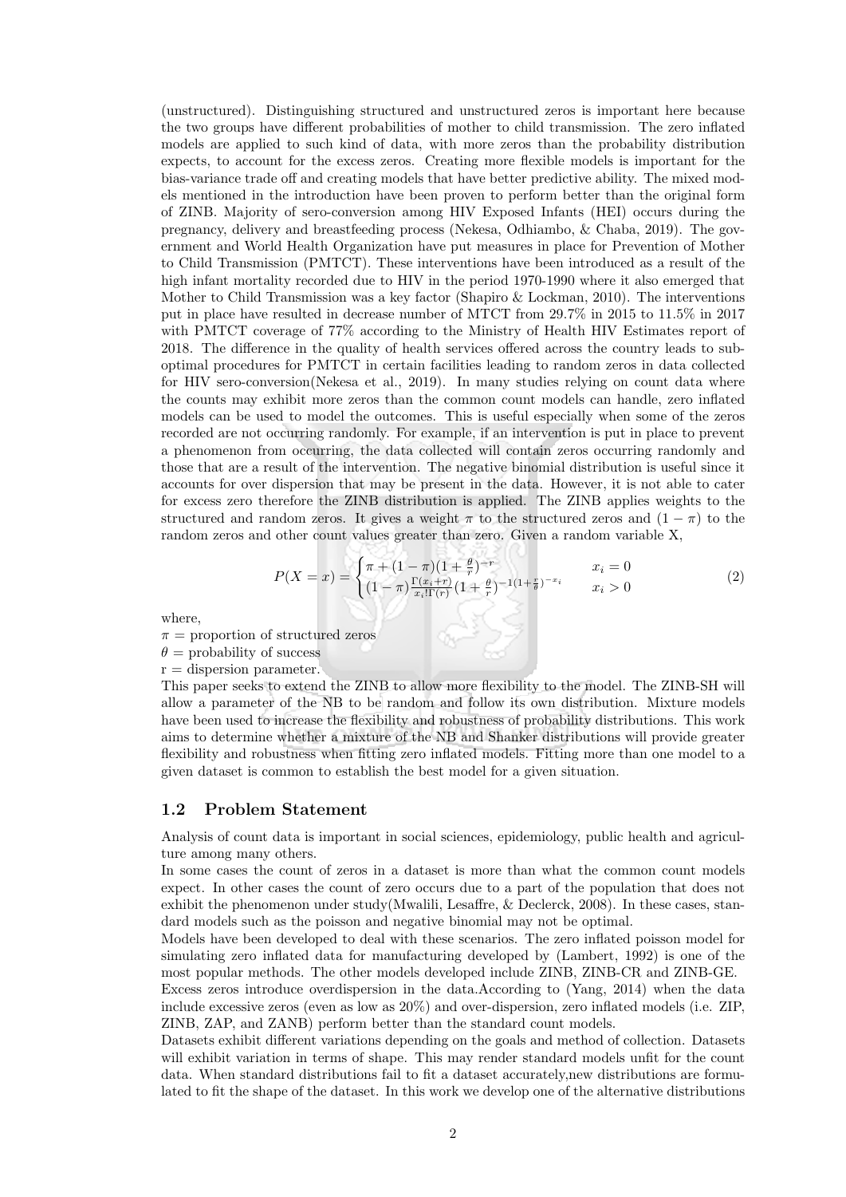(unstructured). Distinguishing structured and unstructured zeros is important here because the two groups have different probabilities of mother to child transmission. The zero inflated models are applied to such kind of data, with more zeros than the probability distribution expects, to account for the excess zeros. Creating more flexible models is important for the bias-variance trade off and creating models that have better predictive ability. The mixed models mentioned in the introduction have been proven to perform better than the original form of ZINB. Majority of sero-conversion among HIV Exposed Infants (HEI) occurs during the pregnancy, delivery and breastfeeding process (Nekesa, Odhiambo, & Chaba, 2019). The government and World Health Organization have put measures in place for Prevention of Mother to Child Transmission (PMTCT). These interventions have been introduced as a result of the high infant mortality recorded due to HIV in the period 1970-1990 where it also emerged that Mother to Child Transmission was a key factor (Shapiro & Lockman, 2010). The interventions put in place have resulted in decrease number of MTCT from 29.7% in 2015 to 11.5% in 2017 with PMTCT coverage of 77% according to the Ministry of Health HIV Estimates report of 2018. The difference in the quality of health services offered across the country leads to sub-optimal procedures for PMTCT in certain facilities leading to random zeros in data collected for HIV sero-conversion(Nekesa et al., 2019). In many studies relying on count data where the counts may exhibit more zeros than the common count models can handle, zero inflated models can be used to model the outcomes. This is useful especially when some of the zeros recorded are not occurring randomly. For example, if an intervention is put in place to prevent a phenomenon from occurring, the data collected will contain zeros occurring randomly and those that are a result of the intervention. The negative binomial distribution is useful since it accounts for over dispersion that may be present in the data. However, it is not able to cater for excess zero therefore the ZINB distribution is applied. The ZINB applies weights to the structured and random zeros. It gives a weight $\pi$ to the structured zeros and $(1-\pi)$ to the random zeros and other count values greater than zero. Given a random variable X,

$$P(X=x)=\begin{cases}\pi+(1-\pi)(1+\frac{\theta}{r})^{-r} & x_i=0\\ (1-\pi)\frac{\Gamma(x_i+r)}{x_i!\Gamma(r)}(1+\frac{\theta}{r})^{-1(1+\frac{r}{\theta})^{-x_i}} & x_i>0\end{cases}\tag{2}$$

where,  
$\pi$ = proportion of structured zeros  
$\theta$ = probability of success  
r = dispersion parameter.  
This paper seeks to extend the ZINB to allow more flexibility to the model. The ZINB-SH will allow a parameter of the NB to be random and follow its own distribution. Mixture models have been used to increase the flexibility and robustness of probability distributions. This work aims to determine whether a mixture of the NB and Shanker distributions will provide greater flexibility and robustness when fitting zero inflated models. Fitting more than one model to a given dataset is common to establish the best model for a given situation.

## 1.2 Problem Statement

Analysis of count data is important in social sciences, epidemiology, public health and agriculture among many others.  
In some cases the count of zeros in a dataset is more than what the common count models expect. In other cases the count of zero occurs due to a part of the population that does not exhibit the phenomenon under study(Mwalili, Lesaffre, & Declerck, 2008). In these cases, standard models such as the poisson and negative binomial may not be optimal.  
Models have been developed to deal with these scenarios. The zero inflated poisson model for simulating zero inflated data for manufacturing developed by (Lambert, 1992) is one of the most popular methods. The other models developed include ZINB, ZINB-CR and ZINB-GE.  
Excess zeros introduce overdispersion in the data.According to (Yang, 2014) when the data include excessive zeros (even as low as 20%) and over-dispersion, zero inflated models (i.e. ZIP, ZINB, ZAP, and ZANB) perform better than the standard count models.  
Datasets exhibit different variations depending on the goals and method of collection. Datasets will exhibit variation in terms of shape. This may render standard models unfit for the count data. When standard distributions fail to fit a dataset accurately,new distributions are formulated to fit the shape of the dataset. In this work we develop one of the alternative distributions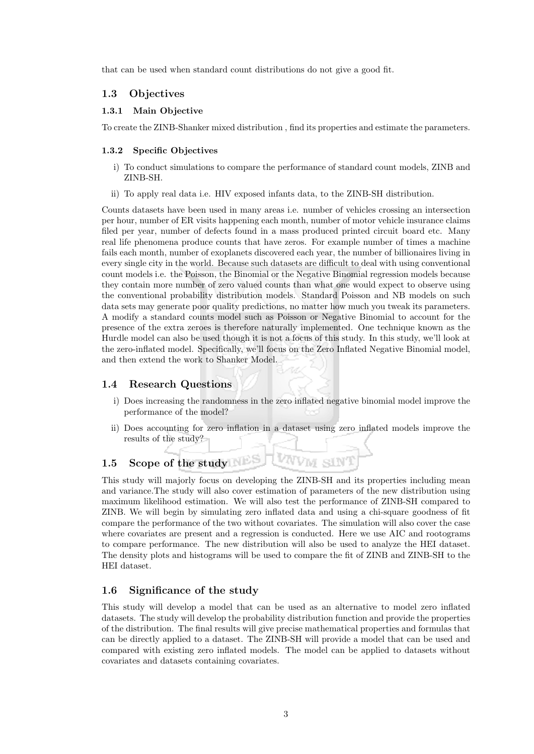that can be used when standard count distributions do not give a good fit.

## 1.3 Objectives

### 1.3.1 Main Objective

To create the ZINB-Shanker mixed distribution , find its properties and estimate the parameters.

### 1.3.2 Specific Objectives

i) To conduct simulations to compare the performance of standard count models, ZINB and ZINB-SH.

ii) To apply real data i.e. HIV exposed infants data, to the ZINB-SH distribution.

Counts datasets have been used in many areas i.e. number of vehicles crossing an intersection per hour, number of ER visits happening each month, number of motor vehicle insurance claims filed per year, number of defects found in a mass produced printed circuit board etc. Many real life phenomena produce counts that have zeros. For example number of times a machine fails each month, number of exoplanets discovered each year, the number of billionaires living in every single city in the world. Because such datasets are difficult to deal with using conventional count models i.e. the Poisson, the Binomial or the Negative Binomial regression models because they contain more number of zero valued counts than what one would expect to observe using the conventional probability distribution models. Standard Poisson and NB models on such data sets may generate poor quality predictions, no matter how much you tweak its parameters. A modify a standard counts model such as Poisson or Negative Binomial to account for the presence of the extra zeroes is therefore naturally implemented. One technique known as the Hurdle model can also be used though it is not a focus of this study. In this study, we'll look at the zero-inflated model. Specifically, we'll focus on the Zero Inflated Negative Binomial model, and then extend the work to Shanker Model.

## 1.4 Research Questions

i) Does increasing the randomness in the zero inflated negative binomial model improve the performance of the model?

ii) Does accounting for zero inflation in a dataset using zero inflated models improve the results of the study?

## 1.5 Scope of the study

This study will majorly focus on developing the ZINB-SH and its properties including mean and variance.The study will also cover estimation of parameters of the new distribution using maximum likelihood estimation. We will also test the performance of ZINB-SH compared to ZINB. We will begin by simulating zero inflated data and using a chi-square goodness of fit compare the performance of the two without covariates. The simulation will also cover the case where covariates are present and a regression is conducted. Here we use AIC and rootograms to compare performance. The new distribution will also be used to analyze the HEI dataset. The density plots and histograms will be used to compare the fit of ZINB and ZINB-SH to the HEI dataset.

## 1.6 Significance of the study

This study will develop a model that can be used as an alternative to model zero inflated datasets. The study will develop the probability distribution function and provide the properties of the distribution. The final results will give precise mathematical properties and formulas that can be directly applied to a dataset. The ZINB-SH will provide a model that can be used and compared with existing zero inflated models. The model can be applied to datasets without covariates and datasets containing covariates.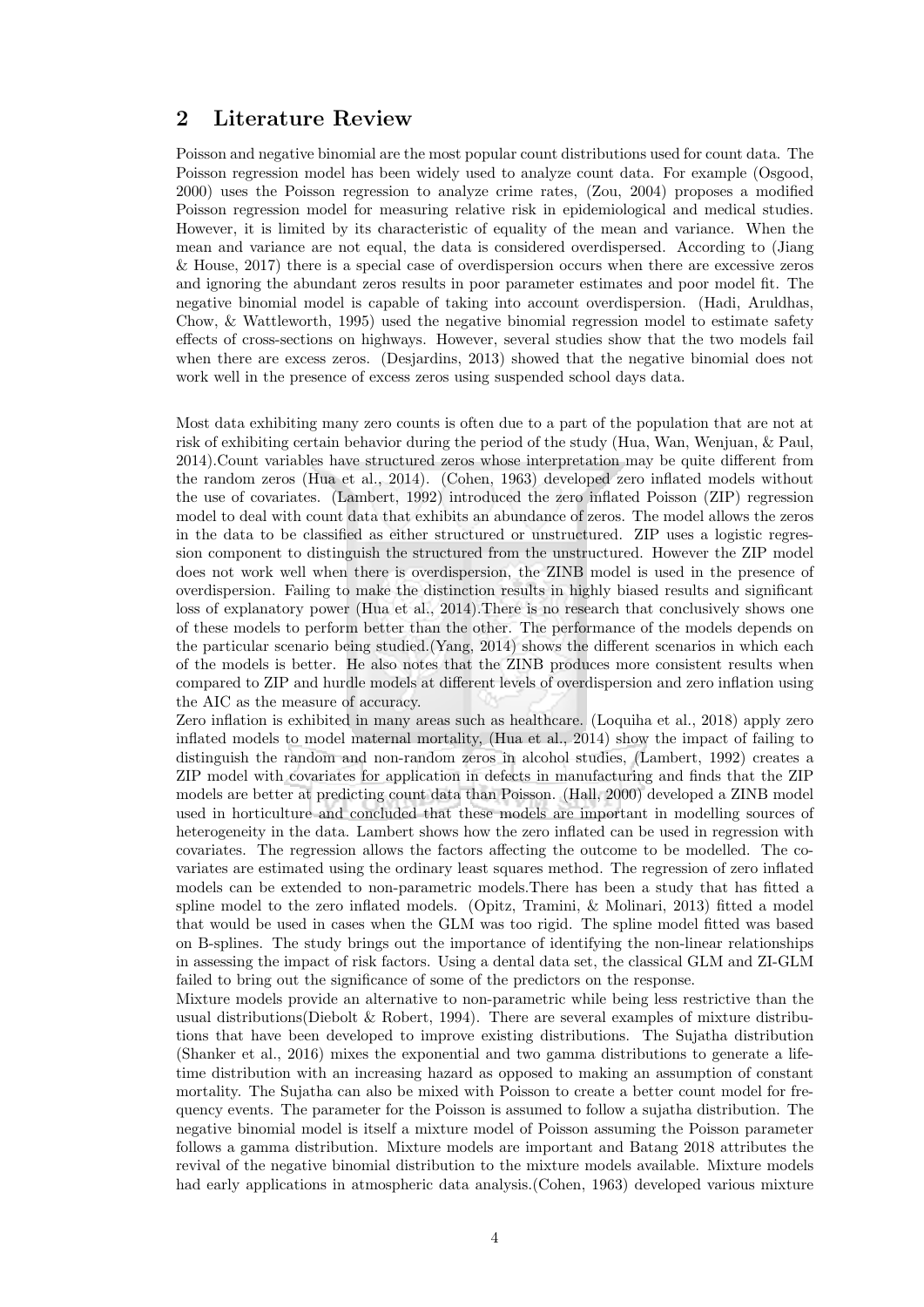## 2 Literature Review

Poisson and negative binomial are the most popular count distributions used for count data. The Poisson regression model has been widely used to analyze count data. For example (Osgood, 2000) uses the Poisson regression to analyze crime rates, (Zou, 2004) proposes a modified Poisson regression model for measuring relative risk in epidemiological and medical studies. However, it is limited by its characteristic of equality of the mean and variance. When the mean and variance are not equal, the data is considered overdispersed. According to (Jiang & House, 2017) there is a special case of overdispersion occurs when there are excessive zeros and ignoring the abundant zeros results in poor parameter estimates and poor model fit. The negative binomial model is capable of taking into account overdispersion. (Hadi, Aruldhas, Chow, & Wattleworth, 1995) used the negative binomial regression model to estimate safety effects of cross-sections on highways. However, several studies show that the two models fail when there are excess zeros. (Desjardins, 2013) showed that the negative binomial does not work well in the presence of excess zeros using suspended school days data.

Most data exhibiting many zero counts is often due to a part of the population that are not at risk of exhibiting certain behavior during the period of the study (Hua, Wan, Wenjuan, & Paul, 2014).Count variables have structured zeros whose interpretation may be quite different from the random zeros (Hua et al., 2014). (Cohen, 1963) developed zero inflated models without the use of covariates. (Lambert, 1992) introduced the zero inflated Poisson (ZIP) regression model to deal with count data that exhibits an abundance of zeros. The model allows the zeros in the data to be classified as either structured or unstructured. ZIP uses a logistic regression component to distinguish the structured from the unstructured. However the ZIP model does not work well when there is overdispersion, the ZINB model is used in the presence of overdispersion. Failing to make the distinction results in highly biased results and significant loss of explanatory power (Hua et al., 2014).There is no research that conclusively shows one of these models to perform better than the other. The performance of the models depends on the particular scenario being studied.(Yang, 2014) shows the different scenarios in which each of the models is better. He also notes that the ZINB produces more consistent results when compared to ZIP and hurdle models at different levels of overdispersion and zero inflation using the AIC as the measure of accuracy.

Zero inflation is exhibited in many areas such as healthcare. (Loquiha et al., 2018) apply zero inflated models to model maternal mortality, (Hua et al., 2014) show the impact of failing to distinguish the random and non-random zeros in alcohol studies, (Lambert, 1992) creates a ZIP model with covariates for application in defects in manufacturing and finds that the ZIP models are better at predicting count data than Poisson. (Hall, 2000) developed a ZINB model used in horticulture and concluded that these models are important in modelling sources of heterogeneity in the data. Lambert shows how the zero inflated can be used in regression with covariates. The regression allows the factors affecting the outcome to be modelled. The covariates are estimated using the ordinary least squares method. The regression of zero inflated models can be extended to non-parametric models.There has been a study that has fitted a spline model to the zero inflated models. (Opitz, Tramini, & Molinari, 2013) fitted a model that would be used in cases when the GLM was too rigid. The spline model fitted was based on B-splines. The study brings out the importance of identifying the non-linear relationships in assessing the impact of risk factors. Using a dental data set, the classical GLM and ZI-GLM failed to bring out the significance of some of the predictors on the response.

Mixture models provide an alternative to non-parametric while being less restrictive than the usual distributions(Diebolt & Robert, 1994). There are several examples of mixture distributions that have been developed to improve existing distributions. The Sujatha distribution (Shanker et al., 2016) mixes the exponential and two gamma distributions to generate a lifetime distribution with an increasing hazard as opposed to making an assumption of constant mortality. The Sujatha can also be mixed with Poisson to create a better count model for frequency events. The parameter for the Poisson is assumed to follow a sujatha distribution. The negative binomial model is itself a mixture model of Poisson assuming the Poisson parameter follows a gamma distribution. Mixture models are important and Batang 2018 attributes the revival of the negative binomial distribution to the mixture models available. Mixture models had early applications in atmospheric data analysis.(Cohen, 1963) developed various mixture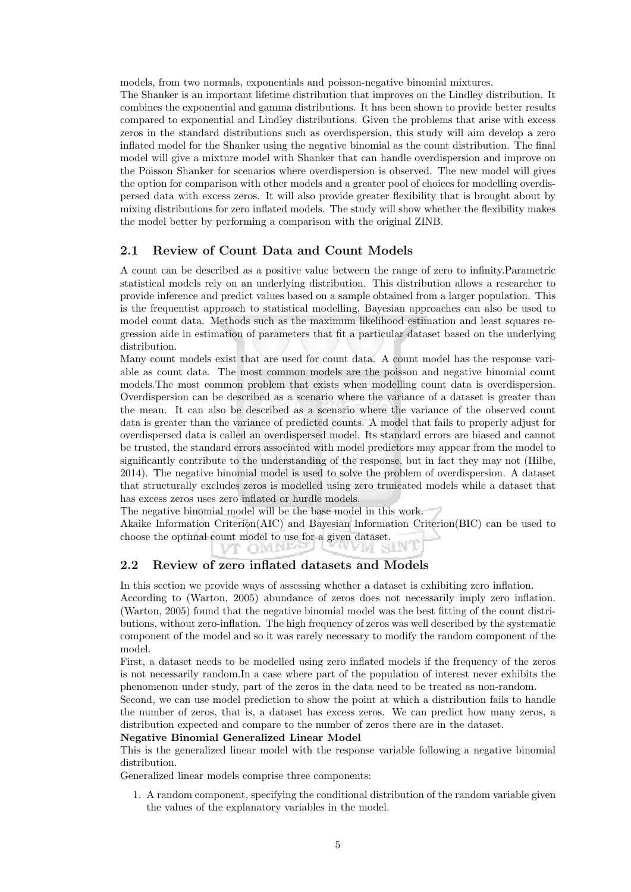models, from two normals, exponentials and poisson-negative binomial mixtures.
The Shanker is an important lifetime distribution that improves on the Lindley distribution. It combines the exponential and gamma distributions. It has been shown to provide better results compared to exponential and Lindley distributions. Given the problems that arise with excess zeros in the standard distributions such as overdispersion, this study will aim develop a zero inflated model for the Shanker using the negative binomial as the count distribution. The final model will give a mixture model with Shanker that can handle overdispersion and improve on the Poisson Shanker for scenarios where overdispersion is observed. The new model will gives the option for comparison with other models and a greater pool of choices for modelling overdispersed data with excess zeros. It will also provide greater flexibility that is brought about by mixing distributions for zero inflated models. The study will show whether the flexibility makes the model better by performing a comparison with the original ZINB.

## 2.1 Review of Count Data and Count Models

A count can be described as a positive value between the range of zero to infinity.Parametric statistical models rely on an underlying distribution. This distribution allows a researcher to provide inference and predict values based on a sample obtained from a larger population. This is the frequentist approach to statistical modelling, Bayesian approaches can also be used to model count data. Methods such as the maximum likelihood estimation and least squares regression aide in estimation of parameters that fit a particular dataset based on the underlying distribution.
Many count models exist that are used for count data. A count model has the response variable as count data. The most common models are the poisson and negative binomial count models.The most common problem that exists when modelling count data is overdispersion. Overdispersion can be described as a scenario where the variance of a dataset is greater than the mean. It can also be described as a scenario where the variance of the observed count data is greater than the variance of predicted counts. A model that fails to properly adjust for overdispersed data is called an overdispersed model. Its standard errors are biased and cannot be trusted, the standard errors associated with model predictors may appear from the model to significantly contribute to the understanding of the response, but in fact they may not (Hilbe, 2014). The negative binomial model is used to solve the problem of overdispersion. A dataset that structurally excludes zeros is modelled using zero truncated models while a dataset that has excess zeros uses zero inflated or hurdle models.
The negative binomial model will be the base model in this work.
Akaike Information Criterion(AIC) and Bayesian Information Criterion(BIC) can be used to choose the optimal count model to use for a given dataset.

## 2.2 Review of zero inflated datasets and Models

In this section we provide ways of assessing whether a dataset is exhibiting zero inflation.
According to (Warton, 2005) abundance of zeros does not necessarily imply zero inflation. (Warton, 2005) found that the negative binomial model was the best fitting of the count distributions, without zero-inflation. The high frequency of zeros was well described by the systematic component of the model and so it was rarely necessary to modify the random component of the model.
First, a dataset needs to be modelled using zero inflated models if the frequency of the zeros is not necessarily random.In a case where part of the population of interest never exhibits the phenomenon under study, part of the zeros in the data need to be treated as non-random.
Second, we can use model prediction to show the point at which a distribution fails to handle the number of zeros, that is, a dataset has excess zeros. We can predict how many zeros, a distribution expected and compare to the number of zeros there are in the dataset.

**Negative Binomial Generalized Linear Model**

This is the generalized linear model with the response variable following a negative binomial distribution.
Generalized linear models comprise three components:

1. A random component, specifying the conditional distribution of the random variable given the values of the explanatory variables in the model.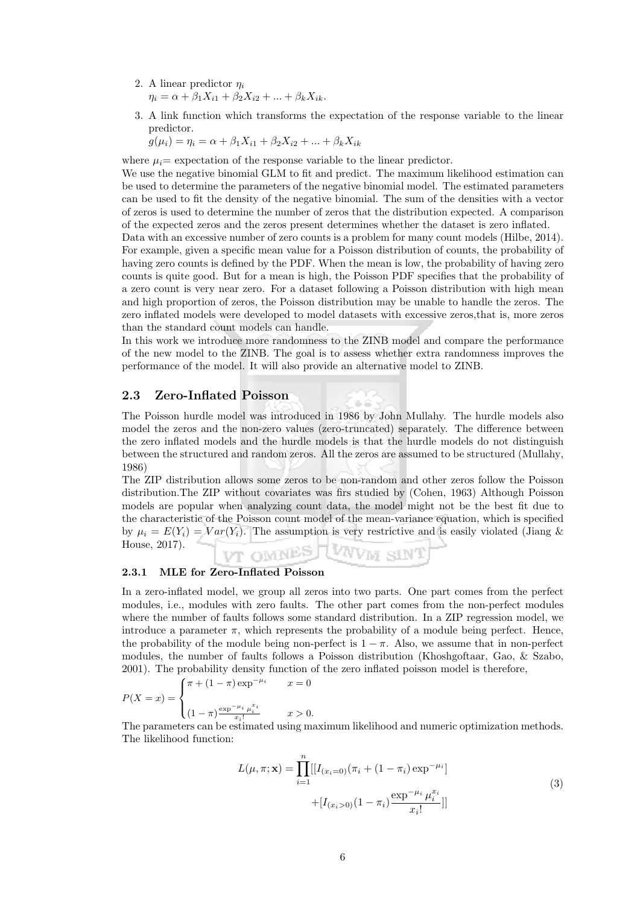2. A linear predictor $\eta_i$
   $\eta_i = \alpha + \beta_1 X_{i1} + \beta_2 X_{i2} + ... + \beta_k X_{ik}$.
3. A link function which transforms the expectation of the response variable to the linear predictor.
   $g(\mu_i) = \eta_i = \alpha + \beta_1 X_{i1} + \beta_2 X_{i2} + ... + \beta_k X_{ik}$

where $\mu_i$= expectation of the response variable to the linear predictor.
We use the negative binomial GLM to fit and predict. The maximum likelihood estimation can be used to determine the parameters of the negative binomial model. The estimated parameters can be used to fit the density of the negative binomial. The sum of the densities with a vector of zeros is used to determine the number of zeros that the distribution expected. A comparison of the expected zeros and the zeros present determines whether the dataset is zero inflated.
Data with an excessive number of zero counts is a problem for many count models (Hilbe, 2014). For example, given a specific mean value for a Poisson distribution of counts, the probability of having zero counts is defined by the PDF. When the mean is low, the probability of having zero counts is quite good. But for a mean is high, the Poisson PDF specifies that the probability of a zero count is very near zero. For a dataset following a Poisson distribution with high mean and high proportion of zeros, the Poisson distribution may be unable to handle the zeros. The zero inflated models were developed to model datasets with excessive zeros,that is, more zeros than the standard count models can handle.
In this work we introduce more randomness to the ZINB model and compare the performance of the new model to the ZINB. The goal is to assess whether extra randomness improves the performance of the model. It will also provide an alternative model to ZINB.

## 2.3 Zero-Inflated Poisson

The Poisson hurdle model was introduced in 1986 by John Mullahy. The hurdle models also model the zeros and the non-zero values (zero-truncated) separately. The difference between the zero inflated models and the hurdle models is that the hurdle models do not distinguish between the structured and random zeros. All the zeros are assumed to be structured (Mullahy, 1986)
The ZIP distribution allows some zeros to be non-random and other zeros follow the Poisson distribution.The ZIP without covariates was firs studied by (Cohen, 1963) Although Poisson models are popular when analyzing count data, the model might not be the best fit due to the characteristic of the Poisson count model of the mean-variance equation, which is specified by $\mu_i = E(Y_i) = Var(Y_i)$. The assumption is very restrictive and is easily violated (Jiang & House, 2017).

### 2.3.1 MLE for Zero-Inflated Poisson

In a zero-inflated model, we group all zeros into two parts. One part comes from the perfect modules, i.e., modules with zero faults. The other part comes from the non-perfect modules where the number of faults follows some standard distribution. In a ZIP regression model, we introduce a parameter $\pi$, which represents the probability of a module being perfect. Hence, the probability of the module being non-perfect is $1 - \pi$. Also, we assume that in non-perfect modules, the number of faults follows a Poisson distribution (Khoshgoftaar, Gao, & Szabo, 2001). The probability density function of the zero inflated poisson model is therefore,

$$P(X = x) = \begin{cases} \pi + (1 - \pi)\exp^{-\mu_i} & x = 0 \\ \\ (1 - \pi)\frac{\exp^{-\mu_i}\mu_i^{x_i}}{x_i!} & x > 0. \end{cases}$$

The parameters can be estimated using maximum likelihood and numeric optimization methods. The likelihood function:

$$L(\mu, \pi; \mathbf{x}) = \prod_{i=1}^{n}[[I_{(x_i=0)}(\pi_i + (1 - \pi_i)\exp^{-\mu_i}] + [I_{(x_i>0)}(1 - \pi_i)\frac{\exp^{-\mu_i}\mu_i^{x_i}}{x_i!}]] \tag{3}$$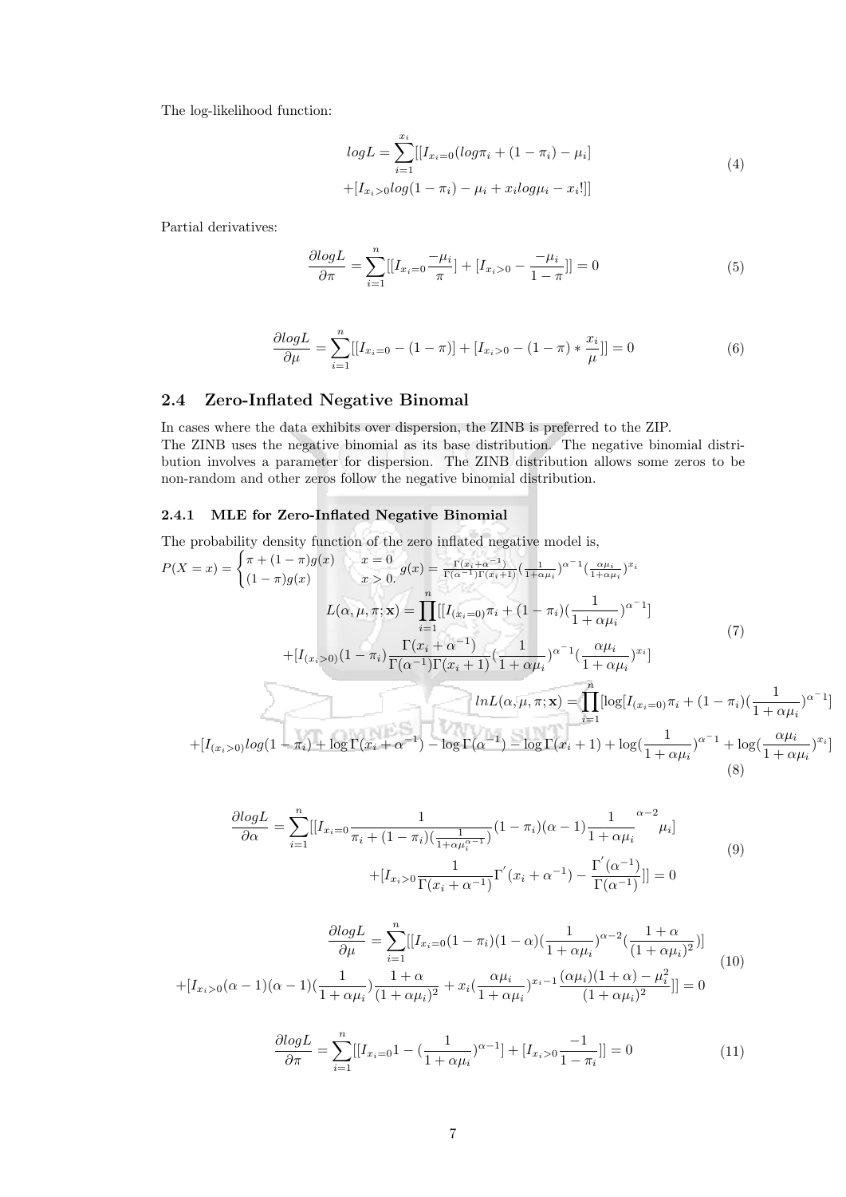The log-likelihood function:

$$logL = \sum_{i=1}^{x_i}[[I_{x_i=0}(log\pi_i + (1-\pi_i) - \mu_i] + [I_{x_i>0}log(1-\pi_i) - \mu_i + x_i log\mu_i - x_i!]] \tag{4}$$

Partial derivatives:

$$\frac{\partial logL}{\partial \pi} = \sum_{i=1}^{n}[[I_{x_i=0}\frac{-\mu_i}{\pi}] + [I_{x_i>0} - \frac{-\mu_i}{1-\pi}]] = 0 \tag{5}$$

$$\frac{\partial logL}{\partial \mu} = \sum_{i=1}^{n}[[I_{x_i=0} - (1-\pi)] + [I_{x_i>0} - (1-\pi) * \frac{x_i}{\mu}]] = 0 \tag{6}$$

## 2.4 Zero-Inflated Negative Binomal

In cases where the data exhibits over dispersion, the ZINB is preferred to the ZIP.
The ZINB uses the negative binomial as its base distribution. The negative binomial distribution involves a parameter for dispersion. The ZINB distribution allows some zeros to be non-random and other zeros follow the negative binomial distribution.

### 2.4.1 MLE for Zero-Inflated Negative Binomial

The probability density function of the zero inflated negative model is,

$$P(X=x) = \begin{cases} \pi + (1-\pi)g(x) & x = 0 \\ (1-\pi)g(x) & x > 0. \end{cases} \quad g(x) = \frac{\Gamma(x_i+\alpha^{-1})}{\Gamma(\alpha^{-1})\Gamma(x_i+1)}(\frac{1}{1+\alpha\mu_i})^{\alpha^{-1}}(\frac{\alpha\mu_i}{1+\alpha\mu_i})^{x_i}$$

$$L(\alpha,\mu,\pi;\mathbf{x}) = \prod_{i=1}^{n}[[I_{(x_i=0)}\pi_i + (1-\pi_i)(\frac{1}{1+\alpha\mu_i})^{\alpha^{-1}}] + [I_{(x_i>0)}(1-\pi_i)\frac{\Gamma(x_i+\alpha^{-1})}{\Gamma(\alpha^{-1})\Gamma(x_i+1)}(\frac{1}{1+\alpha\mu_i})^{\alpha^{-1}}(\frac{\alpha\mu_i}{1+\alpha\mu_i})^{x_i}] \tag{7}$$

$$lnL(\alpha,\mu,\pi;\mathbf{x}) = \prod_{i=1}^{n}[\log[I_{(x_i=0)}\pi_i + (1-\pi_i)(\frac{1}{1+\alpha\mu_i})^{\alpha^{-1}}] + [I_{(x_i>0)}log(1-\pi_i) + \log\Gamma(x_i+\alpha^{-1}) - \log\Gamma(\alpha^{-1}) - \log\Gamma(x_i+1) + \log(\frac{1}{1+\alpha\mu_i})^{\alpha^{-1}} + \log(\frac{\alpha\mu_i}{1+\alpha\mu_i})^{x_i}] \tag{8}$$

$$\frac{\partial logL}{\partial \alpha} = \sum_{i=1}^{n}[[I_{x_i=0}\frac{1}{\pi_i + (1-\pi_i)(\frac{1}{1+\alpha\mu_i^{\alpha^{-1}}})}(1-\pi_i)(\alpha-1)\frac{1}{1+\alpha\mu_i}^{\alpha-2}\mu_i] + [I_{x_i>0}\frac{1}{\Gamma(x_i+\alpha^{-1})}\Gamma'(x_i+\alpha^{-1}) - \frac{\Gamma'(\alpha^{-1})}{\Gamma(\alpha^{-1})}]] = 0 \tag{9}$$

$$\frac{\partial logL}{\partial \mu} = \sum_{i=1}^{n}[[I_{x_i=0}(1-\pi_i)(1-\alpha)(\frac{1}{1+\alpha\mu_i})^{\alpha-2}(\frac{1+\alpha}{(1+\alpha\mu_i)^2})] + [I_{x_i>0}(\alpha-1)(\alpha-1)(\frac{1}{1+\alpha\mu_i})\frac{1+\alpha}{(1+\alpha\mu_i)^2} + x_i(\frac{\alpha\mu_i}{1+\alpha\mu_i})^{x_i-1}\frac{(\alpha\mu_i)(1+\alpha) - \mu_i^2}{(1+\alpha\mu_i)^2}]] = 0 \tag{10}$$

$$\frac{\partial logL}{\partial \pi} = \sum_{i=1}^{n}[[I_{x_i=0}1 - (\frac{1}{1+\alpha\mu_i})^{\alpha-1}] + [I_{x_i>0}\frac{-1}{1-\pi_i}]] = 0 \tag{11}$$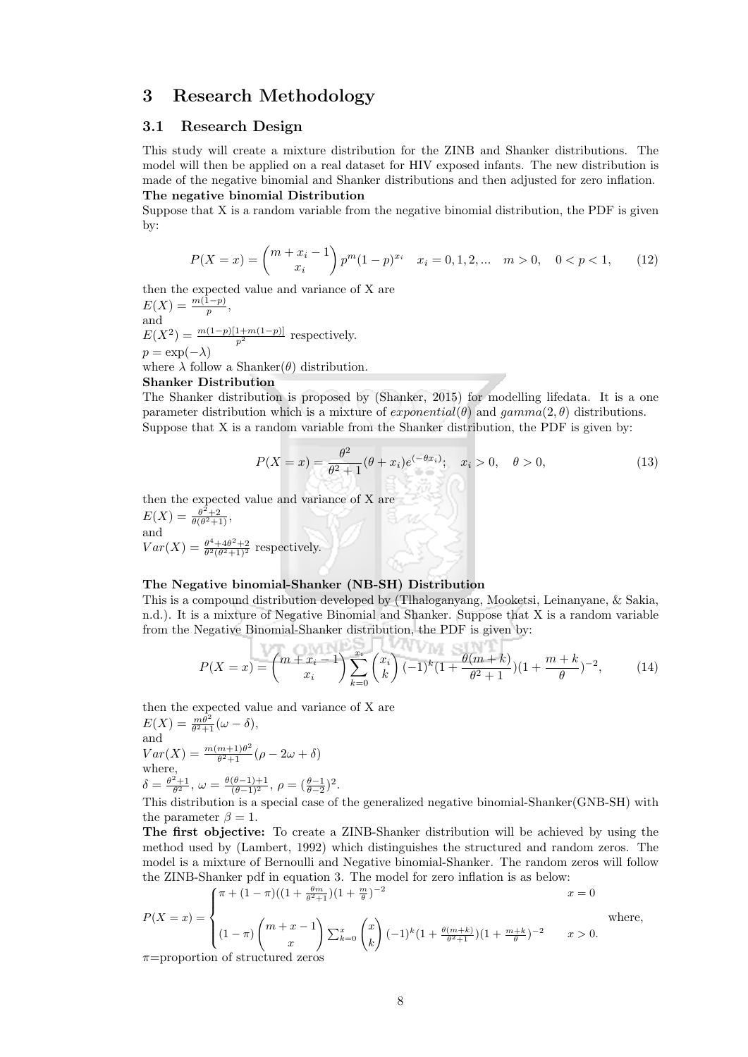## 3 Research Methodology

### 3.1 Research Design

This study will create a mixture distribution for the ZINB and Shanker distributions. The model will then be applied on a real dataset for HIV exposed infants. The new distribution is made of the negative binomial and Shanker distributions and then adjusted for zero inflation.

**The negative binomial Distribution**

Suppose that X is a random variable from the negative binomial distribution, the PDF is given by:

$$P(X = x) = \binom{m + x_i - 1}{x_i} p^m (1-p)^{x_i} \quad x_i = 0, 1, 2, ... \quad m > 0, \quad 0 < p < 1, \tag{12}$$

then the expected value and variance of X are
$E(X) = \frac{m(1-p)}{p}$,
and
$E(X^2) = \frac{m(1-p)[1+m(1-p)]}{p^2}$ respectively.
$p = \exp(-\lambda)$
where $\lambda$ follow a Shanker($\theta$) distribution.

**Shanker Distribution**

The Shanker distribution is proposed by (Shanker, 2015) for modelling lifedata. It is a one parameter distribution which is a mixture of $exponential(\theta)$ and $gamma(2, \theta)$ distributions. Suppose that X is a random variable from the Shanker distribution, the PDF is given by:

$$P(X = x) = \frac{\theta^2}{\theta^2 + 1}(\theta + x_i)e^{(-\theta x_i)}; \quad x_i > 0, \quad \theta > 0, \tag{13}$$

then the expected value and variance of X are
$E(X) = \frac{\theta^2+2}{\theta(\theta^2+1)}$,
and
$Var(X) = \frac{\theta^4+4\theta^2+2}{\theta^2(\theta^2+1)^2}$ respectively.

**The Negative binomial-Shanker (NB-SH) Distribution**

This is a compound distribution developed by (Tlhaloganyang, Mooketsi, Leinanyane, & Sakia, n.d.). It is a mixture of Negative Binomial and Shanker. Suppose that X is a random variable from the Negative Binomial-Shanker distribution, the PDF is given by:

$$P(X = x) = \binom{m + x_i - 1}{x_i} \sum_{k=0}^{x_i} \binom{x_i}{k} (-1)^k (1 + \frac{\theta(m+k)}{\theta^2 + 1})(1 + \frac{m+k}{\theta})^{-2}, \tag{14}$$

then the expected value and variance of X are
$E(X) = \frac{m\theta^2}{\theta^2+1}(\omega - \delta)$,
and
$Var(X) = \frac{m(m+1)\theta^2}{\theta^2+1}(\rho - 2\omega + \delta)$
where,
$\delta = \frac{\theta^2+1}{\theta^2}$, $\omega = \frac{\theta(\theta-1)+1}{(\theta-1)^2}$, $\rho = (\frac{\theta-1}{\theta-2})^2$.
This distribution is a special case of the generalized negative binomial-Shanker(GNB-SH) with the parameter $\beta = 1$.

**The first objective:** To create a ZINB-Shanker distribution will be achieved by using the method used by (Lambert, 1992) which distinguishes the structured and random zeros. The model is a mixture of Bernoulli and Negative binomial-Shanker. The random zeros will follow the ZINB-Shanker pdf in equation 3. The model for zero inflation is as below:

$$P(X = x) = \begin{cases} \pi + (1-\pi)((1 + \frac{\theta m}{\theta^2+1})(1 + \frac{m}{\theta})^{-2} & x = 0 \\ \\ (1-\pi)\binom{m+x-1}{x} \sum_{k=0}^{x} \binom{x}{k} (-1)^k (1 + \frac{\theta(m+k)}{\theta^2+1})(1 + \frac{m+k}{\theta})^{-2} & x > 0. \end{cases}$$

where,
$\pi$=proportion of structured zeros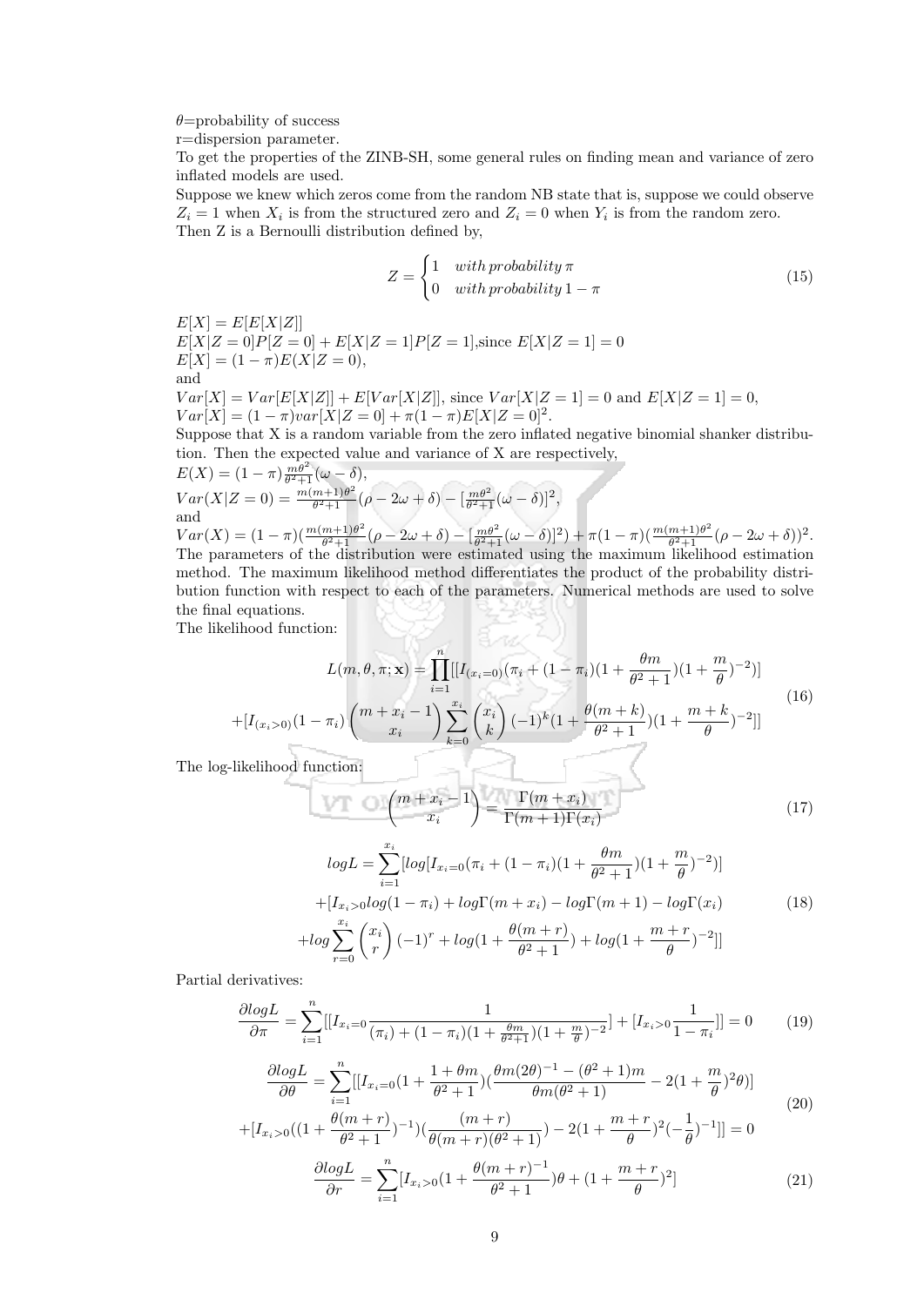$\theta$=probability of success

r=dispersion parameter.

To get the properties of the ZINB-SH, some general rules on finding mean and variance of zero inflated models are used.

Suppose we knew which zeros come from the random NB state that is, suppose we could observe $Z_i = 1$ when $X_i$ is from the structured zero and $Z_i = 0$ when $Y_i$ is from the random zero. Then Z is a Bernoulli distribution defined by,

$$Z = \begin{cases} 1 & with\, probability\, \pi \\ 0 & with\, probability\, 1-\pi \end{cases} \tag{15}$$

$E[X] = E[E[X|Z]]$

$E[X|Z=0]P[Z=0] + E[X|Z=1]P[Z=1]$,since $E[X|Z=1]=0$

$E[X] = (1-\pi)E(X|Z=0)$,

and

$Var[X] = Var[E[X|Z]] + E[Var[X|Z]]$, since $Var[X|Z=1]=0$ and $E[X|Z=1]=0$,

$Var[X] = (1-\pi)var[X|Z=0] + \pi(1-\pi)E[X|Z=0]^2$.

Suppose that X is a random variable from the zero inflated negative binomial shanker distribution. Then the expected value and variance of X are respectively,

$E(X) = (1-\pi)\frac{m\theta^2}{\theta^2+1}(\omega-\delta)$,

$Var(X|Z=0) = \frac{m(m+1)\theta^2}{\theta^2+1}(\rho - 2\omega + \delta) - [\frac{m\theta^2}{\theta^2+1}(\omega-\delta)]^2$,

and

$Var(X) = (1-\pi)(\frac{m(m+1)\theta^2}{\theta^2+1}(\rho-2\omega+\delta) - [\frac{m\theta^2}{\theta^2+1}(\omega-\delta)]^2) + \pi(1-\pi)(\frac{m(m+1)\theta^2}{\theta^2+1}(\rho-2\omega+\delta))^2$.

The parameters of the distribution were estimated using the maximum likelihood estimation method. The maximum likelihood method differentiates the product of the probability distribution function with respect to each of the parameters. Numerical methods are used to solve the final equations.

The likelihood function:

$$L(m,\theta,\pi;\mathbf{x}) = \prod_{i=1}^{n}[[I_{(x_i=0)}(\pi_i + (1-\pi_i)(1+\frac{\theta m}{\theta^2+1})(1+\frac{m}{\theta})^{-2})] + [I_{(x_i>0)}(1-\pi_i)\binom{m+x_i-1}{x_i}\sum_{k=0}^{x_i}\binom{x_i}{k}(-1)^k(1+\frac{\theta(m+k)}{\theta^2+1})(1+\frac{m+k}{\theta})^{-2}]] \tag{16}$$

The log-likelihood function:

$$\binom{m+x_i-1}{x_i} = \frac{\Gamma(m+x_i)}{\Gamma(m+1)\Gamma(x_i)} \tag{17}$$

$$\begin{aligned} logL = \sum_{i=1}^{x_i}&[log[I_{x_i=0}(\pi_i + (1-\pi_i)(1+\frac{\theta m}{\theta^2+1})(1+\frac{m}{\theta})^{-2})] \\ &+[I_{x_i>0}log(1-\pi_i) + log\Gamma(m+x_i) - log\Gamma(m+1) - log\Gamma(x_i) \\ &+log\sum_{r=0}^{x_i}\binom{x_i}{r}(-1)^r + log(1+\frac{\theta(m+r)}{\theta^2+1}) + log(1+\frac{m+r}{\theta})^{-2}]] \end{aligned} \tag{18}$$

Partial derivatives:

$$\frac{\partial logL}{\partial \pi} = \sum_{i=1}^{n}[[I_{x_i=0}\frac{1}{(\pi_i)+(1-\pi_i)(1+\frac{\theta m}{\theta^2+1})(1+\frac{m}{\theta})^{-2}}] + [I_{x_i>0}\frac{1}{1-\pi_i}]] = 0 \tag{19}$$

$$\begin{aligned} \frac{\partial logL}{\partial \theta} = \sum_{i=1}^{n}&[[I_{x_i=0}(1+\frac{1+\theta m}{\theta^2+1})(\frac{\theta m(2\theta)^{-1} - (\theta^2+1)m}{\theta m(\theta^2+1)} - 2(1+\frac{m}{\theta})^2\theta)] \\ &+[I_{x_i>0}((1+\frac{\theta(m+r)}{\theta^2+1})^{-1})(\frac{(m+r)}{\theta(m+r)(\theta^2+1)}) - 2(1+\frac{m+r}{\theta})^2(-\frac{1}{\theta})^{-1}]] = 0 \end{aligned} \tag{20}$$

$$\frac{\partial logL}{\partial r} = \sum_{i=1}^{n}[I_{x_i>0}(1+\frac{\theta(m+r)^{-1}}{\theta^2+1})\theta + (1+\frac{m+r}{\theta})^2] \tag{21}$$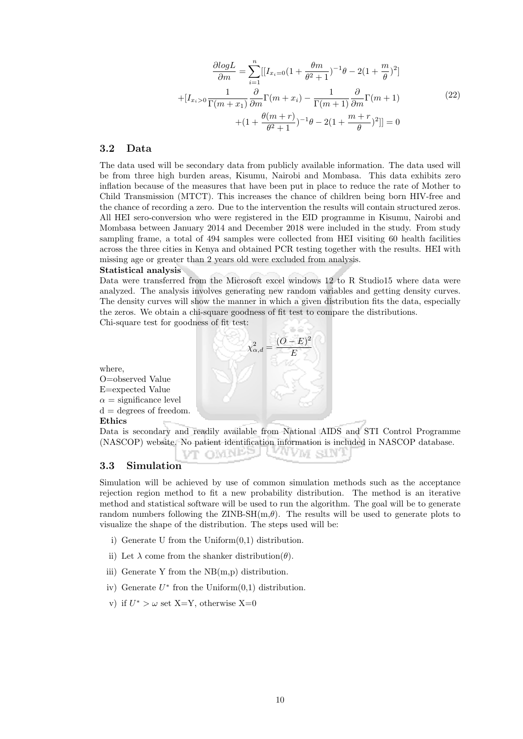$$
\begin{aligned}
\frac{\partial logL}{\partial m} &= \sum_{i=1}^{n}[[I_{x_i=0}(1+\frac{\theta m}{\theta^2+1})^{-1}\theta - 2(1+\frac{m}{\theta})^2] \\
+[I_{x_i>0}\frac{1}{\Gamma(m+x_1)}\frac{\partial}{\partial m}\Gamma(m+x_i) &- \frac{1}{\Gamma(m+1)}\frac{\partial}{\partial m}\Gamma(m+1) \\
&+(1+\frac{\theta(m+r)}{\theta^2+1})^{-1}\theta - 2(1+\frac{m+r}{\theta})^2]] = 0
\end{aligned} \tag{22}
$$

### 3.2 Data

The data used will be secondary data from publicly available information. The data used will be from three high burden areas, Kisumu, Nairobi and Mombasa. This data exhibits zero inflation because of the measures that have been put in place to reduce the rate of Mother to Child Transmission (MTCT). This increases the chance of children being born HIV-free and the chance of recording a zero. Due to the intervention the results will contain structured zeros. All HEI sero-conversion who were registered in the EID programme in Kisumu, Nairobi and Mombasa between January 2014 and December 2018 were included in the study. From study sampling frame, a total of 494 samples were collected from HEI visiting 60 health facilities across the three cities in Kenya and obtained PCR testing together with the results. HEI with missing age or greater than 2 years old were excluded from analysis.

**Statistical analysis**

Data were transferred from the Microsoft excel windows 12 to R Studio15 where data were analyzed. The analysis involves generating new random variables and getting density curves. The density curves will show the manner in which a given distribution fits the data, especially the zeros. We obtain a chi-square goodness of fit test to compare the distributions.

Chi-square test for goodness of fit test:

$$
\chi^2_{\alpha,d} = \frac{(O-E)^2}{E}
$$

where,
O=observed Value
E=expected Value
$\alpha$ = significance level
d = degrees of freedom.

**Ethics**

Data is secondary and readily available from National AIDS and STI Control Programme (NASCOP) website. No patient identification information is included in NASCOP database.

### 3.3 Simulation

Simulation will be achieved by use of common simulation methods such as the acceptance rejection region method to fit a new probability distribution. The method is an iterative method and statistical software will be used to run the algorithm. The goal will be to generate random numbers following the ZINB-SH(m,$\theta$). The results will be used to generate plots to visualize the shape of the distribution. The steps used will be:

i) Generate U from the Uniform(0,1) distribution.

ii) Let $\lambda$ come from the shanker distribution($\theta$).

iii) Generate Y from the NB(m,p) distribution.

iv) Generate $U^*$ fron the Uniform(0,1) distribution.

v) if $U^* > \omega$ set X=Y, otherwise X=0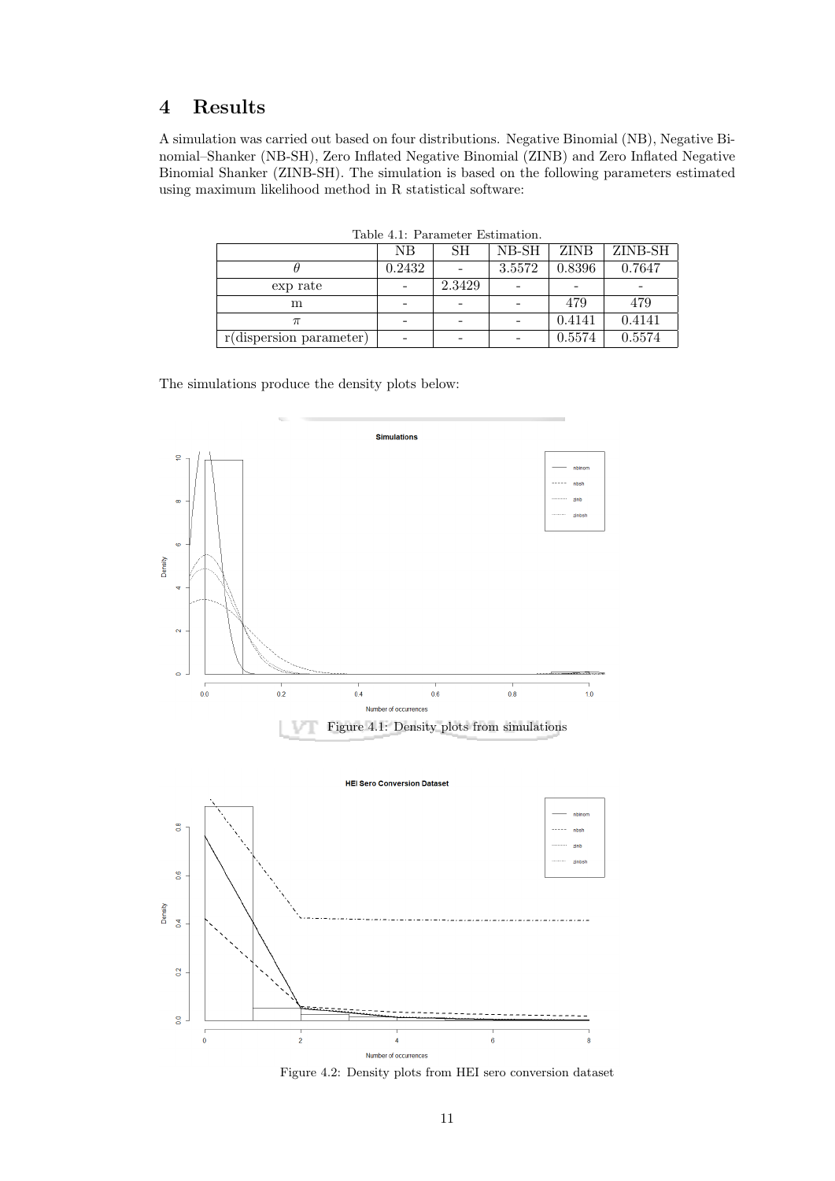# 4 Results

A simulation was carried out based on four distributions. Negative Binomial (NB), Negative Binomial–Shanker (NB-SH), Zero Inflated Negative Binomial (ZINB) and Zero Inflated Negative Binomial Shanker (ZINB-SH). The simulation is based on the following parameters estimated using maximum likelihood method in R statistical software:

Table 4.1: Parameter Estimation.

| | NB | SH | NB-SH | ZINB | ZINB-SH |
|---|---|---|---|---|---|
| $\theta$ | 0.2432 | - | 3.5572 | 0.8396 | 0.7647 |
| exp rate | - | 2.3429 | - | - | - |
| m | - | - | - | 479 | 479 |
| $\pi$ | - | - | - | 0.4141 | 0.4141 |
| r(dispersion parameter) | - | - | - | 0.5574 | 0.5574 |

The simulations produce the density plots below:

Figure 4.1: Density plots from simulations

Figure 4.2: Density plots from HEI sero conversion dataset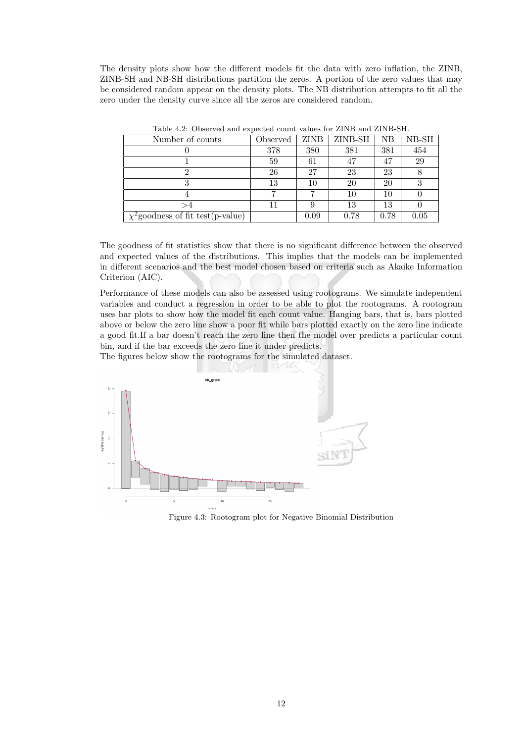The density plots show how the different models fit the data with zero inflation, the ZINB, ZINB-SH and NB-SH distributions partition the zeros. A portion of the zero values that may be considered random appear on the density plots. The NB distribution attempts to fit all the zero under the density curve since all the zeros are considered random.

Table 4.2: Observed and expected count values for ZINB and ZINB-SH.

| Number of counts | Observed | ZINB | ZINB-SH | NB | NB-SH |
|---|---|---|---|---|---|
| 0 | 378 | 380 | 381 | 381 | 454 |
| 1 | 59 | 61 | 47 | 47 | 29 |
| 2 | 26 | 27 | 23 | 23 | 8 |
| 3 | 13 | 10 | 20 | 20 | 3 |
| 4 | 7 | 7 | 10 | 10 | 0 |
| >4 | 11 | 9 | 13 | 13 | 0 |
| $\chi^2$goodness of fit test(p-value) | | 0.09 | 0.78 | 0.78 | 0.05 |

The goodness of fit statistics show that there is no significant difference between the observed and expected values of the distributions. This implies that the models can be implemented in different scenarios and the best model chosen based on criteria such as Akaike Information Criterion (AIC).

Performance of these models can also be assessed using rootograms. We simulate independent variables and conduct a regression in order to be able to plot the rootograms. A rootogram uses bar plots to show how the model fit each count value. Hanging bars, that is, bars plotted above or below the zero line show a poor fit while bars plotted exactly on the zero line indicate a good fit.If a bar doesn't reach the zero line then the model over predicts a particular count bin, and if the bar exceeds the zero line it under predicts.
The figures below show the rootograms for the simulated dataset.

Figure 4.3: Rootogram plot for Negative Binomial Distribution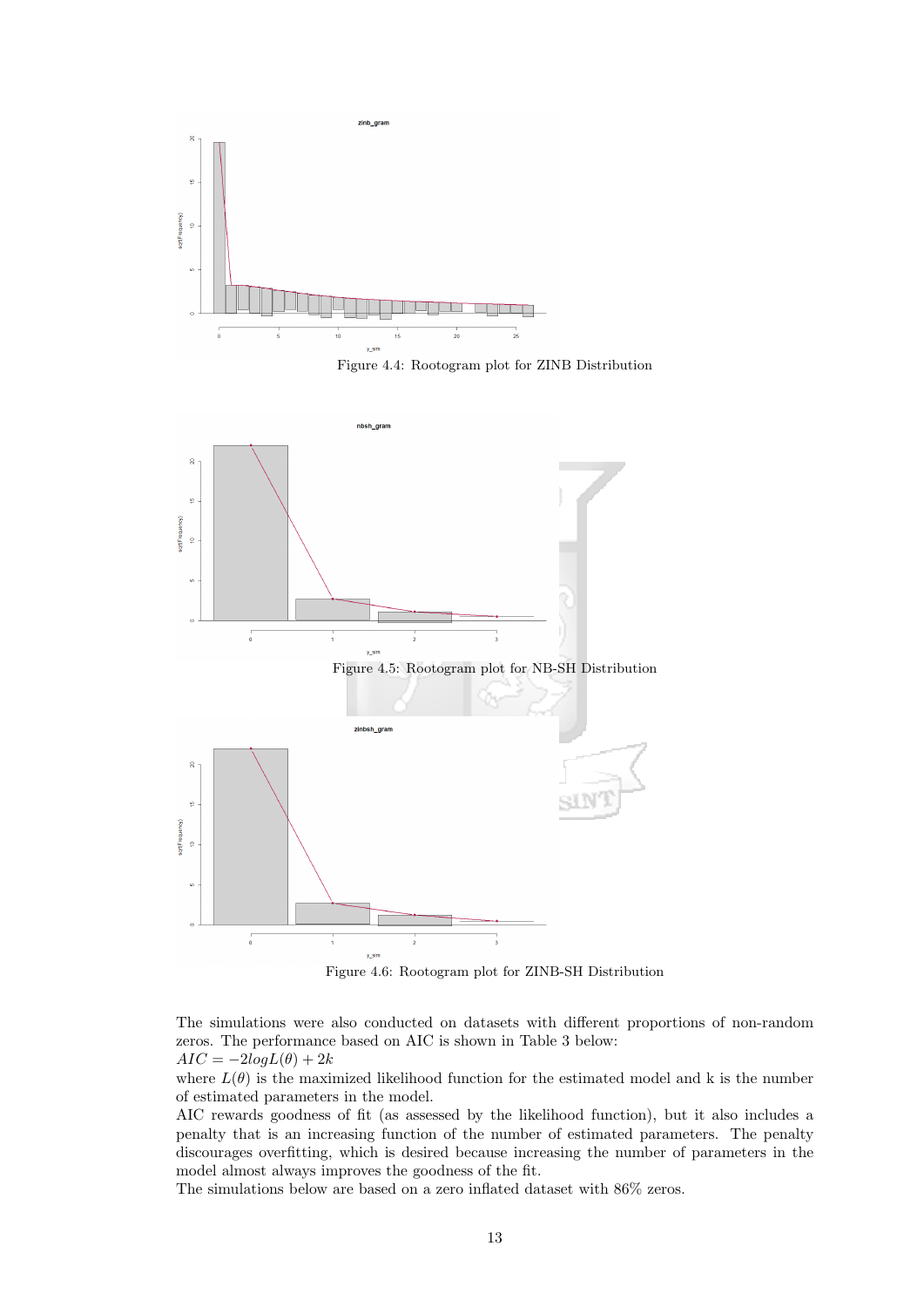Figure 4.4: Rootogram plot for ZINB Distribution

Figure 4.5: Rootogram plot for NB-SH Distribution

Figure 4.6: Rootogram plot for ZINB-SH Distribution

The simulations were also conducted on datasets with different proportions of non-random zeros. The performance based on AIC is shown in Table 3 below:

$AIC = -2logL(\theta) + 2k$

where $L(\theta)$ is the maximized likelihood function for the estimated model and k is the number of estimated parameters in the model.

AIC rewards goodness of fit (as assessed by the likelihood function), but it also includes a penalty that is an increasing function of the number of estimated parameters. The penalty discourages overfitting, which is desired because increasing the number of parameters in the model almost always improves the goodness of the fit.

The simulations below are based on a zero inflated dataset with 86% zeros.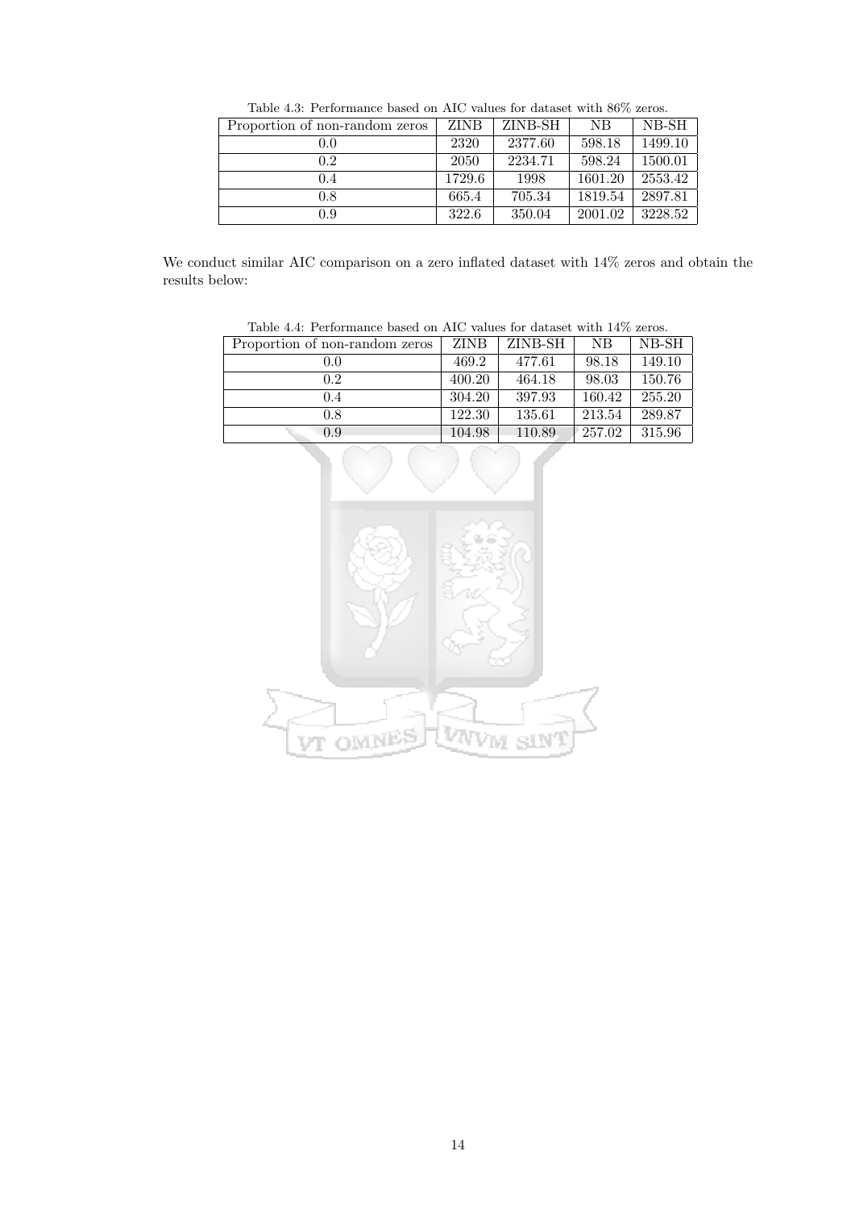Table 4.3: Performance based on AIC values for dataset with 86% zeros.

| Proportion of non-random zeros | ZINB | ZINB-SH | NB | NB-SH |
|---|---|---|---|---|
| 0.0 | 2320 | 2377.60 | 598.18 | 1499.10 |
| 0.2 | 2050 | 2234.71 | 598.24 | 1500.01 |
| 0.4 | 1729.6 | 1998 | 1601.20 | 2553.42 |
| 0.8 | 665.4 | 705.34 | 1819.54 | 2897.81 |
| 0.9 | 322.6 | 350.04 | 2001.02 | 3228.52 |

We conduct similar AIC comparison on a zero inflated dataset with 14% zeros and obtain the results below:

Table 4.4: Performance based on AIC values for dataset with 14% zeros.

| Proportion of non-random zeros | ZINB | ZINB-SH | NB | NB-SH |
|---|---|---|---|---|
| 0.0 | 469.2 | 477.61 | 98.18 | 149.10 |
| 0.2 | 400.20 | 464.18 | 98.03 | 150.76 |
| 0.4 | 304.20 | 397.93 | 160.42 | 255.20 |
| 0.8 | 122.30 | 135.61 | 213.54 | 289.87 |
| 0.9 | 104.98 | 110.89 | 257.02 | 315.96 |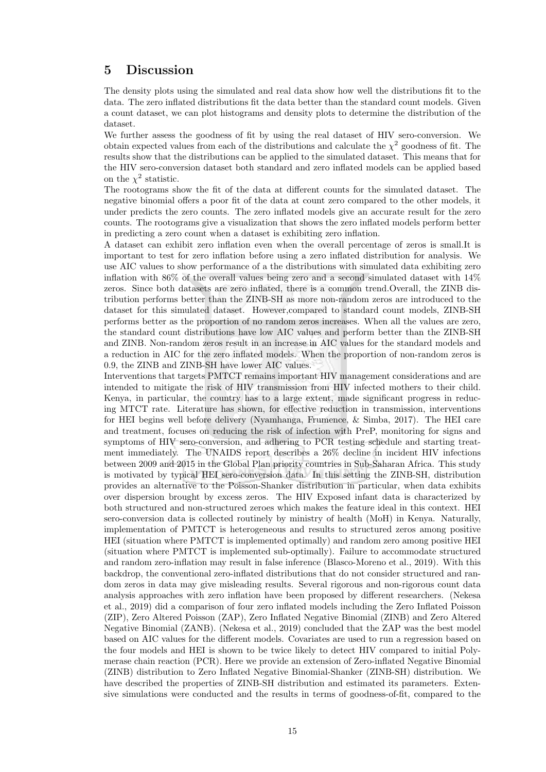# 5 Discussion

The density plots using the simulated and real data show how well the distributions fit to the data. The zero inflated distributions fit the data better than the standard count models. Given a count dataset, we can plot histograms and density plots to determine the distribution of the dataset.

We further assess the goodness of fit by using the real dataset of HIV sero-conversion. We obtain expected values from each of the distributions and calculate the $\chi^2$ goodness of fit. The results show that the distributions can be applied to the simulated dataset. This means that for the HIV sero-conversion dataset both standard and zero inflated models can be applied based on the $\chi^2$ statistic.

The rootograms show the fit of the data at different counts for the simulated dataset. The negative binomial offers a poor fit of the data at count zero compared to the other models, it under predicts the zero counts. The zero inflated models give an accurate result for the zero counts. The rootograms give a visualization that shows the zero inflated models perform better in predicting a zero count when a dataset is exhibiting zero inflation.

A dataset can exhibit zero inflation even when the overall percentage of zeros is small.It is important to test for zero inflation before using a zero inflated distribution for analysis. We use AIC values to show performance of a the distributions with simulated data exhibiting zero inflation with 86% of the overall values being zero and a second simulated dataset with 14% zeros. Since both datasets are zero inflated, there is a common trend.Overall, the ZINB distribution performs better than the ZINB-SH as more non-random zeros are introduced to the dataset for this simulated dataset. However,compared to standard count models, ZINB-SH performs better as the proportion of no random zeros increases. When all the values are zero, the standard count distributions have low AIC values and perform better than the ZINB-SH and ZINB. Non-random zeros result in an increase in AIC values for the standard models and a reduction in AIC for the zero inflated models. When the proportion of non-random zeros is 0.9, the ZINB and ZINB-SH have lower AIC values.

Interventions that targets PMTCT remains important HIV management considerations and are intended to mitigate the risk of HIV transmission from HIV infected mothers to their child. Kenya, in particular, the country has to a large extent, made significant progress in reducing MTCT rate. Literature has shown, for effective reduction in transmission, interventions for HEI begins well before delivery (Nyamhanga, Frumence, & Simba, 2017). The HEI care and treatment, focuses on reducing the risk of infection with PreP, monitoring for signs and symptoms of HIV sero-conversion, and adhering to PCR testing schedule and starting treatment immediately. The UNAIDS report describes a 26% decline in incident HIV infections between 2009 and 2015 in the Global Plan priority countries in Sub-Saharan Africa. This study is motivated by typical HEI sero-conversion data. In this setting the ZINB-SH, distribution provides an alternative to the Poisson-Shanker distribution in particular, when data exhibits over dispersion brought by excess zeros. The HIV Exposed infant data is characterized by both structured and non-structured zeroes which makes the feature ideal in this context. HEI sero-conversion data is collected routinely by ministry of health (MoH) in Kenya. Naturally, implementation of PMTCT is heterogeneous and results to structured zeros among positive HEI (situation where PMTCT is implemented optimally) and random zero among positive HEI (situation where PMTCT is implemented sub-optimally). Failure to accommodate structured and random zero-inflation may result in false inference (Blasco-Moreno et al., 2019). With this backdrop, the conventional zero-inflated distributions that do not consider structured and random zeros in data may give misleading results. Several rigorous and non-rigorous count data analysis approaches with zero inflation have been proposed by different researchers. (Nekesa et al., 2019) did a comparison of four zero inflated models including the Zero Inflated Poisson (ZIP), Zero Altered Poisson (ZAP), Zero Inflated Negative Binomial (ZINB) and Zero Altered Negative Binomial (ZANB). (Nekesa et al., 2019) concluded that the ZAP was the best model based on AIC values for the different models. Covariates are used to run a regression based on the four models and HEI is shown to be twice likely to detect HIV compared to initial Polymerase chain reaction (PCR). Here we provide an extension of Zero-inflated Negative Binomial (ZINB) distribution to Zero Inflated Negative Binomial-Shanker (ZINB-SH) distribution. We have described the properties of ZINB-SH distribution and estimated its parameters. Extensive simulations were conducted and the results in terms of goodness-of-fit, compared to the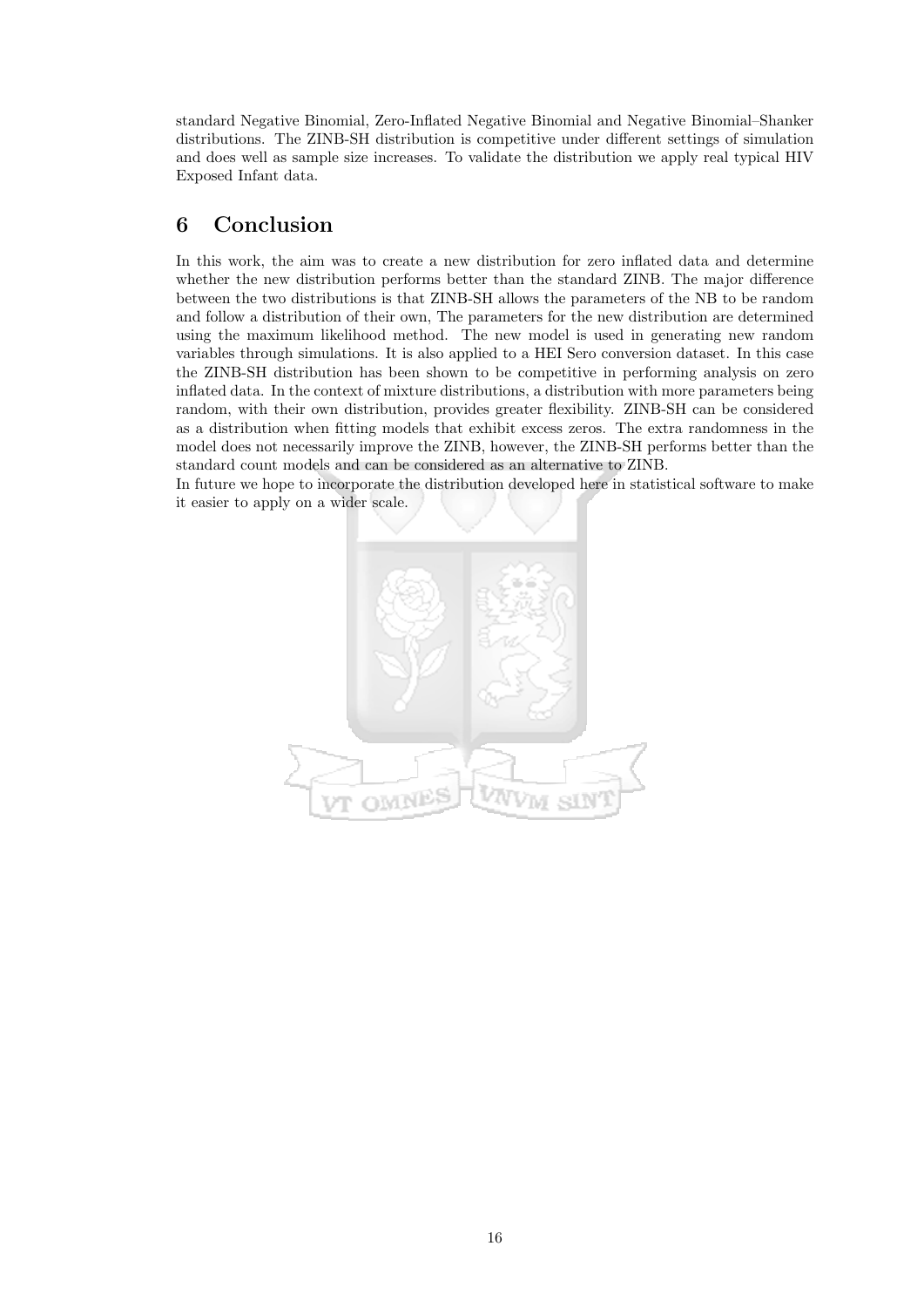standard Negative Binomial, Zero-Inflated Negative Binomial and Negative Binomial–Shanker distributions. The ZINB-SH distribution is competitive under different settings of simulation and does well as sample size increases. To validate the distribution we apply real typical HIV Exposed Infant data.

## 6 Conclusion

In this work, the aim was to create a new distribution for zero inflated data and determine whether the new distribution performs better than the standard ZINB. The major difference between the two distributions is that ZINB-SH allows the parameters of the NB to be random and follow a distribution of their own, The parameters for the new distribution are determined using the maximum likelihood method. The new model is used in generating new random variables through simulations. It is also applied to a HEI Sero conversion dataset. In this case the ZINB-SH distribution has been shown to be competitive in performing analysis on zero inflated data. In the context of mixture distributions, a distribution with more parameters being random, with their own distribution, provides greater flexibility. ZINB-SH can be considered as a distribution when fitting models that exhibit excess zeros. The extra randomness in the model does not necessarily improve the ZINB, however, the ZINB-SH performs better than the standard count models and can be considered as an alternative to ZINB.
In future we hope to incorporate the distribution developed here in statistical software to make it easier to apply on a wider scale.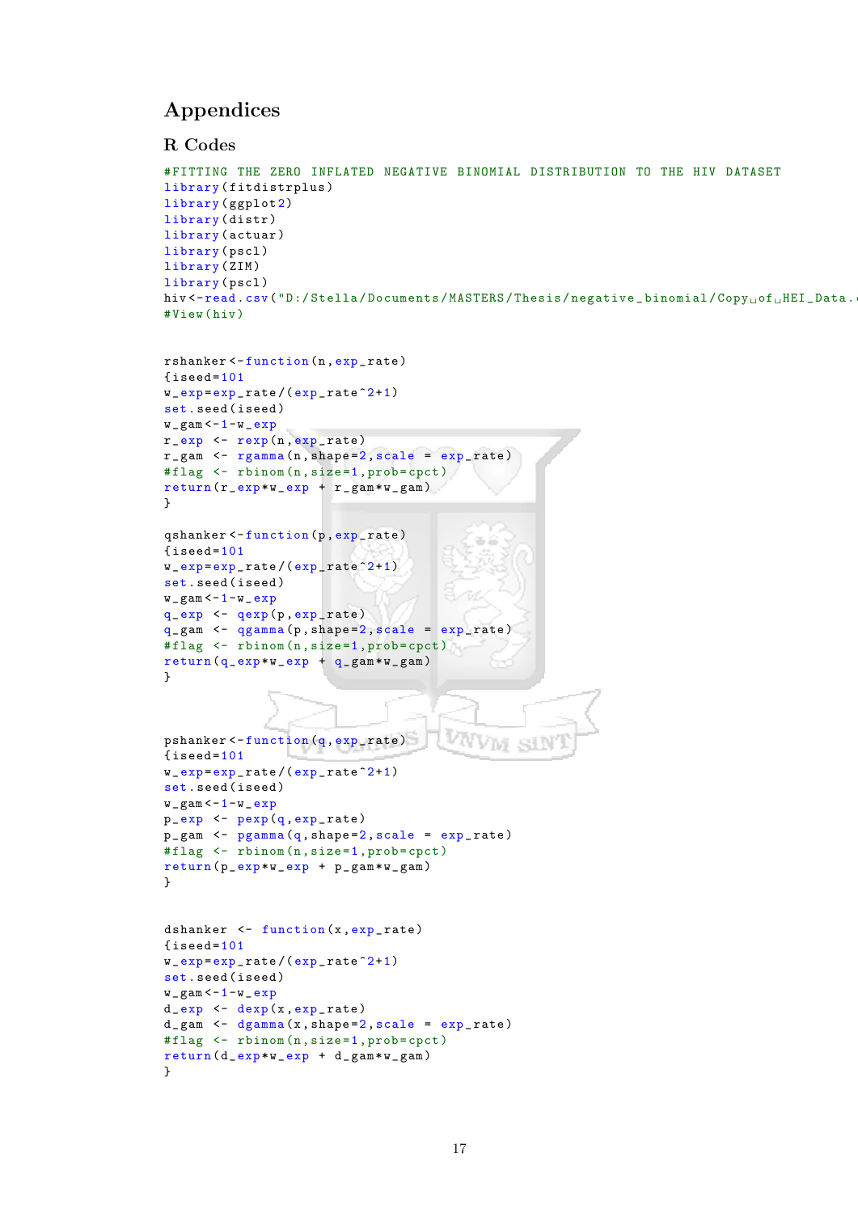# Appendices

## R Codes

```
#FITTING THE ZERO INFLATED NEGATIVE BINOMIAL DISTRIBUTION TO THE HIV DATASET
library(fitdistrplus)
library(ggplot2)
library(distr)
library(actuar)
library(pscl)
library(ZIM)
library(pscl)
hiv<-read.csv("D:/Stella/Documents/MASTERS/Thesis/negative_binomial/Copy␣of␣HEI_Data.
#View(hiv)


rshanker<-function(n,exp_rate)
{iseed=101
w_exp=exp_rate/(exp_rate^2+1)
set.seed(iseed)
w_gam<-1-w_exp
r_exp <- rexp(n,exp_rate)
r_gam <- rgamma(n,shape=2,scale = exp_rate)
#flag <- rbinom(n,size=1,prob=cpct)
return(r_exp*w_exp + r_gam*w_gam)
}

qshanker<-function(p,exp_rate)
{iseed=101
w_exp=exp_rate/(exp_rate^2+1)
set.seed(iseed)
w_gam<-1-w_exp
q_exp <- qexp(p,exp_rate)
q_gam <- qgamma(p,shape=2,scale = exp_rate)
#flag <- rbinom(n,size=1,prob=cpct)
return(q_exp*w_exp + q_gam*w_gam)
}


pshanker<-function(q,exp_rate)
{iseed=101
w_exp=exp_rate/(exp_rate^2+1)
set.seed(iseed)
w_gam<-1-w_exp
p_exp <- pexp(q,exp_rate)
p_gam <- pgamma(q,shape=2,scale = exp_rate)
#flag <- rbinom(n,size=1,prob=cpct)
return(p_exp*w_exp + p_gam*w_gam)
}


dshanker <- function(x,exp_rate)
{iseed=101
w_exp=exp_rate/(exp_rate^2+1)
set.seed(iseed)
w_gam<-1-w_exp
d_exp <- dexp(x,exp_rate)
d_gam <- dgamma(x,shape=2,scale = exp_rate)
#flag <- rbinom(n,size=1,prob=cpct)
return(d_exp*w_exp + d_gam*w_gam)
}
```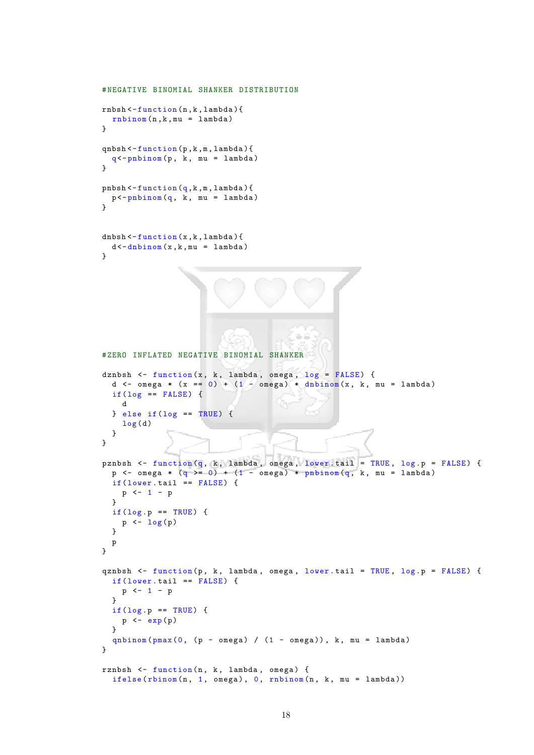```
#NEGATIVE BINOMIAL SHANKER DISTRIBUTION

rnbsh<-function(n,k,lambda){
  rnbinom(n,k,mu = lambda)
}

qnbsh<-function(p,k,m,lambda){
  q<-pnbinom(p, k, mu = lambda)
}

pnbsh<-function(q,k,m,lambda){
  p<-pnbinom(q, k, mu = lambda)
}


dnbsh<-function(x,k,lambda){
  d<-dnbinom(x,k,mu = lambda)
}
```

```
#ZERO INFLATED NEGATIVE BINOMIAL SHANKER

dznbsh <- function(x, k, lambda, omega, log = FALSE) {
  d <- omega * (x == 0) + (1 - omega) * dnbinom(x, k, mu = lambda)
  if(log == FALSE) {
    d
  } else if(log == TRUE) {
    log(d)
  }
}

pznbsh <- function(q, k, lambda, omega, lower.tail = TRUE, log.p = FALSE) {
  p <- omega * (q >= 0) + (1 - omega) * pnbinom(q, k, mu = lambda)
  if(lower.tail == FALSE) {
    p <- 1 - p
  }
  if(log.p == TRUE) {
    p <- log(p)
  }
  p
}

qznbsh <- function(p, k, lambda, omega, lower.tail = TRUE, log.p = FALSE) {
  if(lower.tail == FALSE) {
    p <- 1 - p
  }
  if(log.p == TRUE) {
    p <- exp(p)
  }
  qnbinom(pmax(0, (p - omega) / (1 - omega)), k, mu = lambda)
}

rznbsh <- function(n, k, lambda, omega) {
  ifelse(rbinom(n, 1, omega), 0, rnbinom(n, k, mu = lambda))
```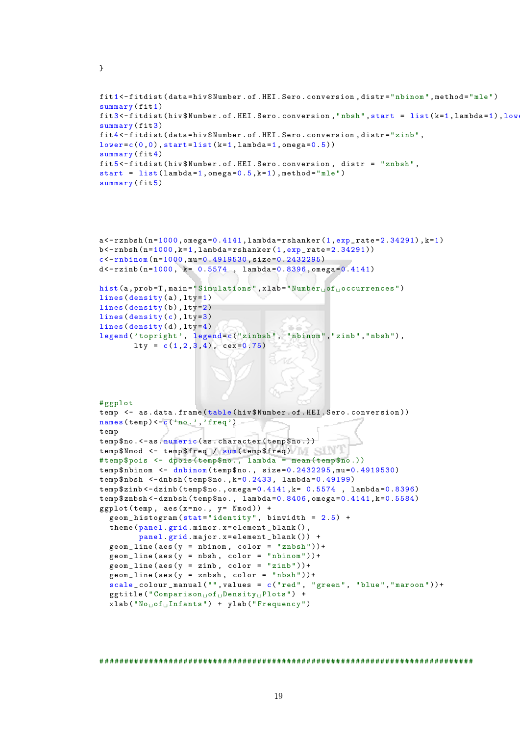```
}


fit1<-fitdist(data=hiv$Number.of.HEI.Sero.conversion,distr="nbinom",method="mle")
summary(fit1)
fit3<-fitdist(hiv$Number.of.HEI.Sero.conversion,"nbsh",start = list(k=1,lambda=1),lowe
summary(fit3)
fit4<-fitdist(data=hiv$Number.of.HEI.Sero.conversion,distr="zinb",
lower=c(0,0),start=list(k=1,lambda=1,omega=0.5))
summary(fit4)
fit5<-fitdist(hiv$Number.of.HEI.Sero.conversion, distr = "znbsh",
start = list(lambda=1,omega=0.5,k=1),method="mle")
summary(fit5)




a<-rznbsh(n=1000,omega=0.4141,lambda=rshanker(1,exp_rate=2.34291),k=1)
b<-rnbsh(n=1000,k=1,lambda=rshanker(1,exp_rate=2.34291))
c<-rnbinom(n=1000,mu=0.4919530,size=0.2432295)
d<-rzinb(n=1000, k= 0.5574 , lambda=0.8396,omega=0.4141)

hist(a,prob=T,main="Simulations",xlab="Number of occurrences")
lines(density(a),lty=1)
lines(density(b),lty=2)
lines(density(c),lty=3)
lines(density(d),lty=4)
legend('topright', legend=c("zinbsh", "nbinom","zinb","nbsh"),
       lty = c(1,2,3,4), cex=0.75)




#ggplot
temp <- as.data.frame(table(hiv$Number.of.HEI.Sero.conversion))
names(temp)<-c('no.','freq')
temp
temp$no.<-as.numeric(as.character(temp$no.))
temp$Nmod <- temp$freq / sum(temp$freq)
#temp$pois <- dpois(temp$no., lambda = mean(temp$no.))
temp$nbinom <- dnbinom(temp$no., size=0.2432295,mu=0.4919530)
temp$nbsh <-dnbsh(temp$no.,k=0.2433, lambda=0.49199)
temp$zinb<-dzinb(temp$no.,omega=0.4141,k= 0.5574 , lambda=0.8396)
temp$znbsh<-dznbsh(temp$no., lambda=0.8406,omega=0.4141,k=0.5584)
ggplot(temp, aes(x=no., y= Nmod)) +
  geom_histogram(stat="identity", binwidth = 2.5) +
  theme(panel.grid.minor.x=element_blank(),
        panel.grid.major.x=element_blank()) +
  geom_line(aes(y = nbinom, color = "znbsh"))+
  geom_line(aes(y = nbsh, color = "nbinom"))+
  geom_line(aes(y = zinb, color = "zinb"))+
  geom_line(aes(y = znbsh, color = "nbsh"))+
  scale_colour_manual("",values = c("red", "green", "blue","maroon"))+
  ggtitle("Comparison of Density Plots") +
  xlab("No of Infants") + ylab("Frequency")




##############################################################################
```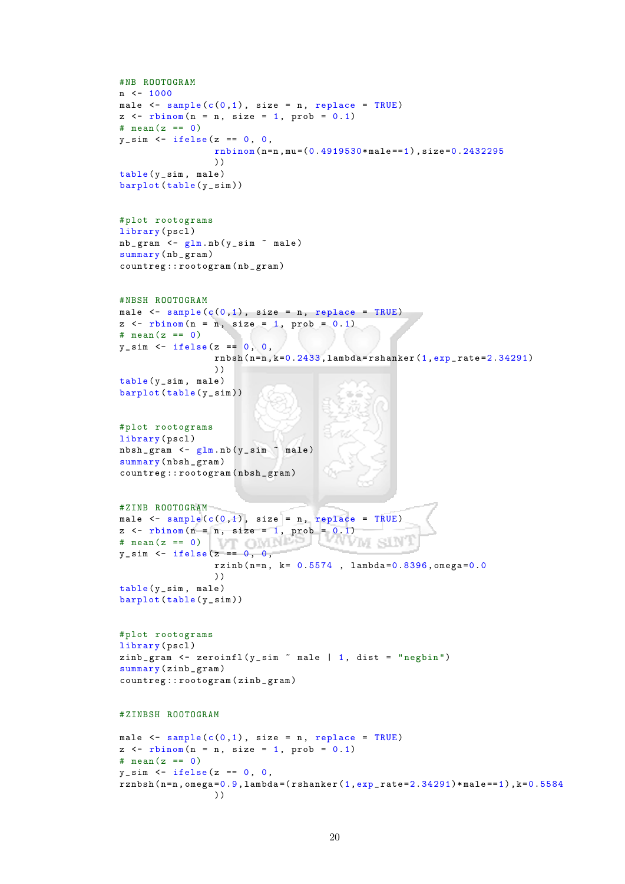```
#NB ROOTOGRAM
n <- 1000
male <- sample(c(0,1), size = n, replace = TRUE)
z <- rbinom(n = n, size = 1, prob = 0.1)
# mean(z == 0)
y_sim <- ifelse(z == 0, 0,
                rnbinom(n=n,mu=(0.4919530*male==1),size=0.2432295
                ))
table(y_sim, male)
barplot(table(y_sim))


#plot rootograms
library(pscl)
nb_gram <- glm.nb(y_sim ~ male)
summary(nb_gram)
countreg::rootogram(nb_gram)


#NBSH ROOTOGRAM
male <- sample(c(0,1), size = n, replace = TRUE)
z <- rbinom(n = n, size = 1, prob = 0.1)
# mean(z == 0)
y_sim <- ifelse(z == 0, 0,
                rnbsh(n=n,k=0.2433,lambda=rshanker(1,exp_rate=2.34291)
                ))
table(y_sim, male)
barplot(table(y_sim))


#plot rootograms
library(pscl)
nbsh_gram <- glm.nb(y_sim ~ male)
summary(nbsh_gram)
countreg::rootogram(nbsh_gram)


#ZINB ROOTOGRAM
male <- sample(c(0,1), size = n, replace = TRUE)
z <- rbinom(n = n, size = 1, prob = 0.1)
# mean(z == 0)
y_sim <- ifelse(z == 0, 0,
                rzinb(n=n, k= 0.5574 , lambda=0.8396,omega=0.0
                ))
table(y_sim, male)
barplot(table(y_sim))


#plot rootograms
library(pscl)
zinb_gram <- zeroinfl(y_sim ~ male | 1, dist = "negbin")
summary(zinb_gram)
countreg::rootogram(zinb_gram)


#ZINBSH ROOTOGRAM

male <- sample(c(0,1), size = n, replace = TRUE)
z <- rbinom(n = n, size = 1, prob = 0.1)
# mean(z == 0)
y_sim <- ifelse(z == 0, 0,
rznbsh(n=n,omega=0.9,lambda=(rshanker(1,exp_rate=2.34291)*male==1),k=0.5584
                ))
```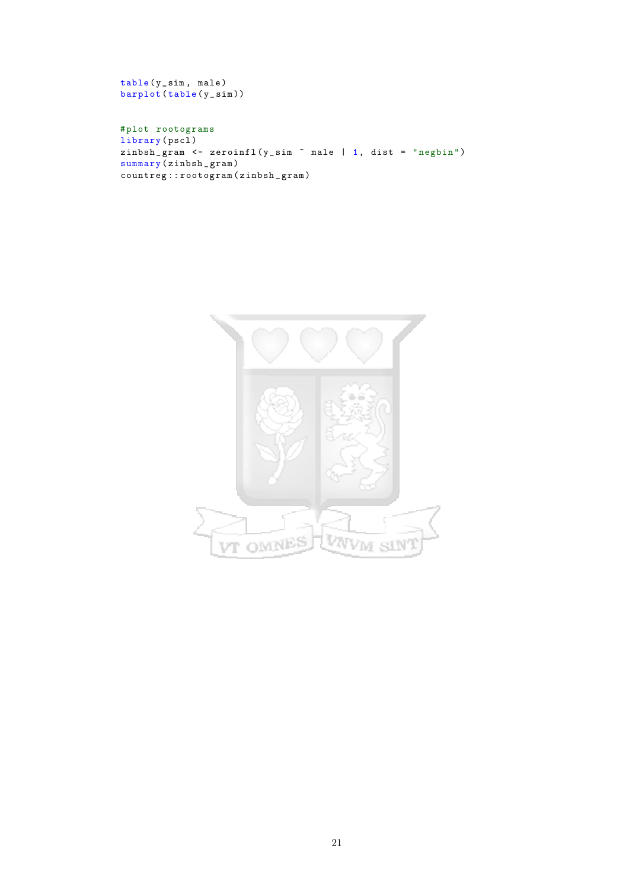```
table(y_sim, male)
barplot(table(y_sim))


#plot rootograms
library(pscl)
zinbsh_gram <- zeroinfl(y_sim ~ male | 1, dist = "negbin")
summary(zinbsh_gram)
countreg::rootogram(zinbsh_gram)
```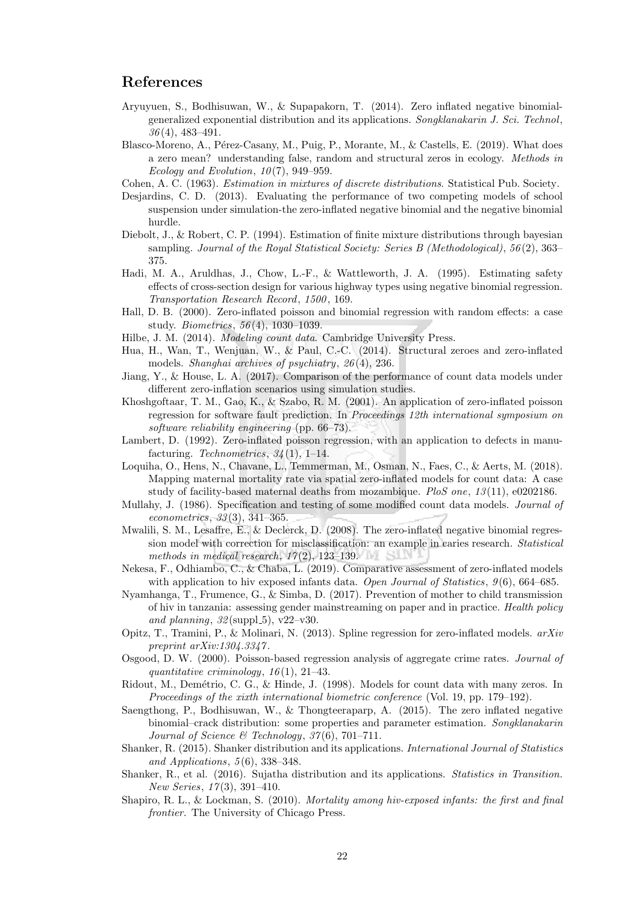## References

Aryuyuen, S., Bodhisuwan, W., & Supapakorn, T. (2014). Zero inflated negative binomial-generalized exponential distribution and its applications. *Songklanakarin J. Sci. Technol*, *36*(4), 483–491.

Blasco-Moreno, A., Pérez-Casany, M., Puig, P., Morante, M., & Castells, E. (2019). What does a zero mean? understanding false, random and structural zeros in ecology. *Methods in Ecology and Evolution*, *10*(7), 949–959.

Cohen, A. C. (1963). *Estimation in mixtures of discrete distributions*. Statistical Pub. Society.

Desjardins, C. D. (2013). Evaluating the performance of two competing models of school suspension under simulation-the zero-inflated negative binomial and the negative binomial hurdle.

Diebolt, J., & Robert, C. P. (1994). Estimation of finite mixture distributions through bayesian sampling. *Journal of the Royal Statistical Society: Series B (Methodological)*, *56*(2), 363–375.

Hadi, M. A., Aruldhas, J., Chow, L.-F., & Wattleworth, J. A. (1995). Estimating safety effects of cross-section design for various highway types using negative binomial regression. *Transportation Research Record*, *1500*, 169.

Hall, D. B. (2000). Zero-inflated poisson and binomial regression with random effects: a case study. *Biometrics*, *56*(4), 1030–1039.

Hilbe, J. M. (2014). *Modeling count data*. Cambridge University Press.

Hua, H., Wan, T., Wenjuan, W., & Paul, C.-C. (2014). Structural zeroes and zero-inflated models. *Shanghai archives of psychiatry*, *26*(4), 236.

Jiang, Y., & House, L. A. (2017). Comparison of the performance of count data models under different zero-inflation scenarios using simulation studies.

Khoshgoftaar, T. M., Gao, K., & Szabo, R. M. (2001). An application of zero-inflated poisson regression for software fault prediction. In *Proceedings 12th international symposium on software reliability engineering* (pp. 66–73).

Lambert, D. (1992). Zero-inflated poisson regression, with an application to defects in manufacturing. *Technometrics*, *34*(1), 1–14.

Loquiha, O., Hens, N., Chavane, L., Temmerman, M., Osman, N., Faes, C., & Aerts, M. (2018). Mapping maternal mortality rate via spatial zero-inflated models for count data: A case study of facility-based maternal deaths from mozambique. *PloS one*, *13*(11), e0202186.

Mullahy, J. (1986). Specification and testing of some modified count data models. *Journal of econometrics*, *33*(3), 341–365.

Mwalili, S. M., Lesaffre, E., & Declerck, D. (2008). The zero-inflated negative binomial regression model with correction for misclassification: an example in caries research. *Statistical methods in medical research*, *17*(2), 123–139.

Nekesa, F., Odhiambo, C., & Chaba, L. (2019). Comparative assessment of zero-inflated models with application to hiv exposed infants data. *Open Journal of Statistics*, *9*(6), 664–685.

Nyamhanga, T., Frumence, G., & Simba, D. (2017). Prevention of mother to child transmission of hiv in tanzania: assessing gender mainstreaming on paper and in practice. *Health policy and planning*, *32*(suppl_5), v22–v30.

Opitz, T., Tramini, P., & Molinari, N. (2013). Spline regression for zero-inflated models. *arXiv preprint arXiv:1304.3347*.

Osgood, D. W. (2000). Poisson-based regression analysis of aggregate crime rates. *Journal of quantitative criminology*, *16*(1), 21–43.

Ridout, M., Demétrio, C. G., & Hinde, J. (1998). Models for count data with many zeros. In *Proceedings of the xixth international biometric conference* (Vol. 19, pp. 179–192).

Saengthong, P., Bodhisuwan, W., & Thongteeraparp, A. (2015). The zero inflated negative binomial–crack distribution: some properties and parameter estimation. *Songklanakarin Journal of Science & Technology*, *37*(6), 701–711.

Shanker, R. (2015). Shanker distribution and its applications. *International Journal of Statistics and Applications*, *5*(6), 338–348.

Shanker, R., et al. (2016). Sujatha distribution and its applications. *Statistics in Transition. New Series*, *17*(3), 391–410.

Shapiro, R. L., & Lockman, S. (2010). *Mortality among hiv-exposed infants: the first and final frontier.* The University of Chicago Press.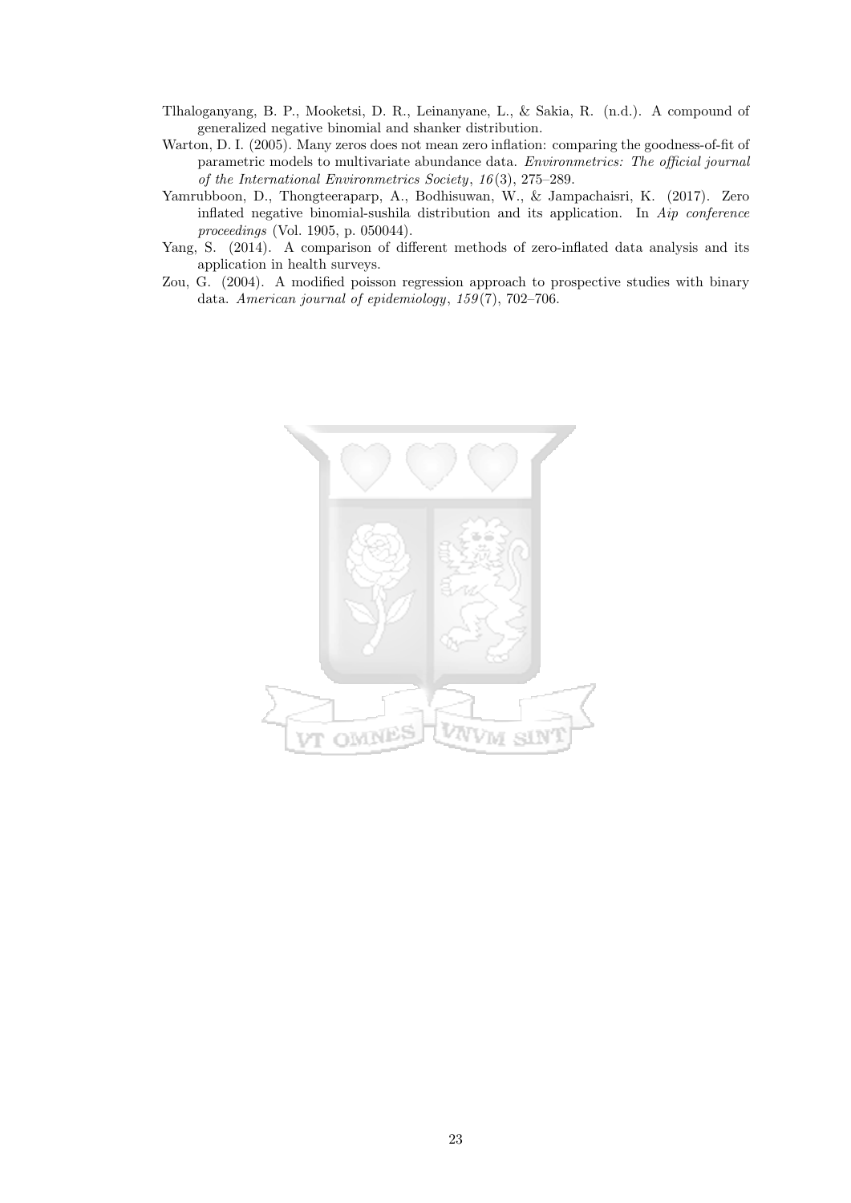Tlhaloganyang, B. P., Mooketsi, D. R., Leinanyane, L., & Sakia, R. (n.d.). A compound of generalized negative binomial and shanker distribution.

Warton, D. I. (2005). Many zeros does not mean zero inflation: comparing the goodness-of-fit of parametric models to multivariate abundance data. *Environmetrics: The official journal of the International Environmetrics Society*, *16*(3), 275–289.

Yamrubboon, D., Thongteeraparp, A., Bodhisuwan, W., & Jampachaisri, K. (2017). Zero inflated negative binomial-sushila distribution and its application. In *Aip conference proceedings* (Vol. 1905, p. 050044).

Yang, S. (2014). A comparison of different methods of zero-inflated data analysis and its application in health surveys.

Zou, G. (2004). A modified poisson regression approach to prospective studies with binary data. *American journal of epidemiology*, *159*(7), 702–706.